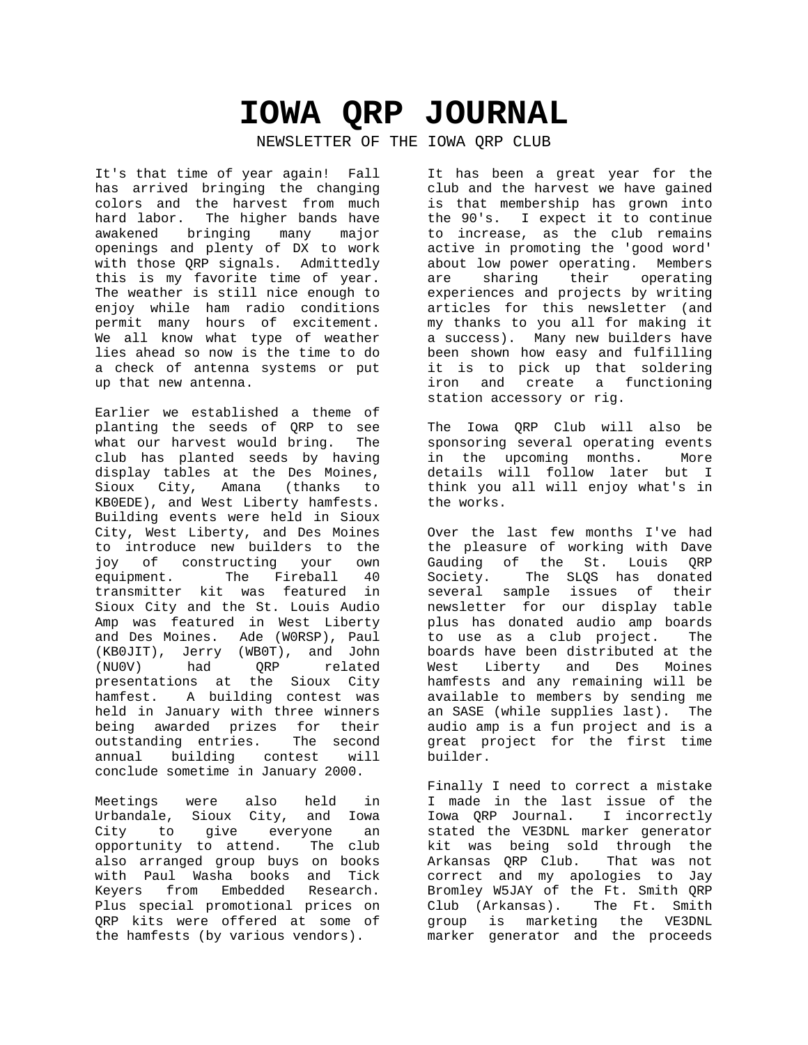# IOWA QRP JOURNAL

NEWSLETTER OF THE IOWA QRP CLUB

It's that time of year again! Fall has arrived bringing the changing colors and the harvest from much hard labor. The higher bands have awakened bringing many major openings and plenty of DX to work with those QRP signals. Admittedly this is my favorite time of year. The weather is still nice enough to enjoy while ham radio conditions permit many hours of excitement. We all know what type of weather lies ahead so now is the time to do a check of antenna systems or put up that new antenna.

Earlier we established a theme of planting the seeds of QRP to see what our harvest would bring. The club has planted seeds by having display tables at the Des Moines, Sioux City, Amana (thanks to KB0EDE), and West Liberty hamfests. Building events were held in Sioux City, West Liberty, and Des Moines to introduce new builders to the joy of constructing your own equipment. The Fireball 40 transmitter kit was featured in Sioux City and the St. Louis Audio Amp was featured in West Liberty and Des Moines. Ade (W0RSP), Paul (KB0JIT), Jerry (WB0T), and John (NU0V) had QRP related presentations at the Sioux City hamfest. A building contest was held in January with three winners being awarded prizes for their outstanding entries. The second annual building contest will conclude sometime in January 2000.

Meetings were also held in Urbandale, Sioux City, and Iowa City to give everyone an opportunity to attend. The club also arranged group buys on books with Paul Washa books and Tick Keyers from Embedded Research. Plus special promotional prices on QRP kits were offered at some of the hamfests (by various vendors).

It has been a great year for the club and the harvest we have gained is that membership has grown into the 90's. I expect it to continue to increase, as the club remains active in promoting the 'good word' about low power operating. Members are sharing their operating experiences and projects by writing articles for this newsletter (and my thanks to you all for making it a success). Many new builders have been shown how easy and fulfilling it is to pick up that soldering iron and create a functioning station accessory or rig.

The Iowa QRP Club will also be sponsoring several operating events in the upcoming months. More details will follow later but I think you all will enjoy what's in the works.

Over the last few months I've had the pleasure of working with Dave Gauding of the St. Louis QRP Society. The SLQS has donated several sample issues of their newsletter for our display table plus has donated audio amp boards to use as a club project. The boards have been distributed at the West Liberty and Des Moines hamfests and any remaining will be available to members by sending me an SASE (while supplies last). The audio amp is a fun project and is a great project for the first time builder.

Finally I need to correct a mistake I made in the last issue of the Iowa QRP Journal. I incorrectly stated the VE3DNL marker generator kit was being sold through the Arkansas QRP Club. That was not correct and my apologies to Jay Bromley W5JAY of the Ft. Smith QRP Club (Arkansas). The Ft. Smith group is marketing the VE3DNL marker generator and the proceeds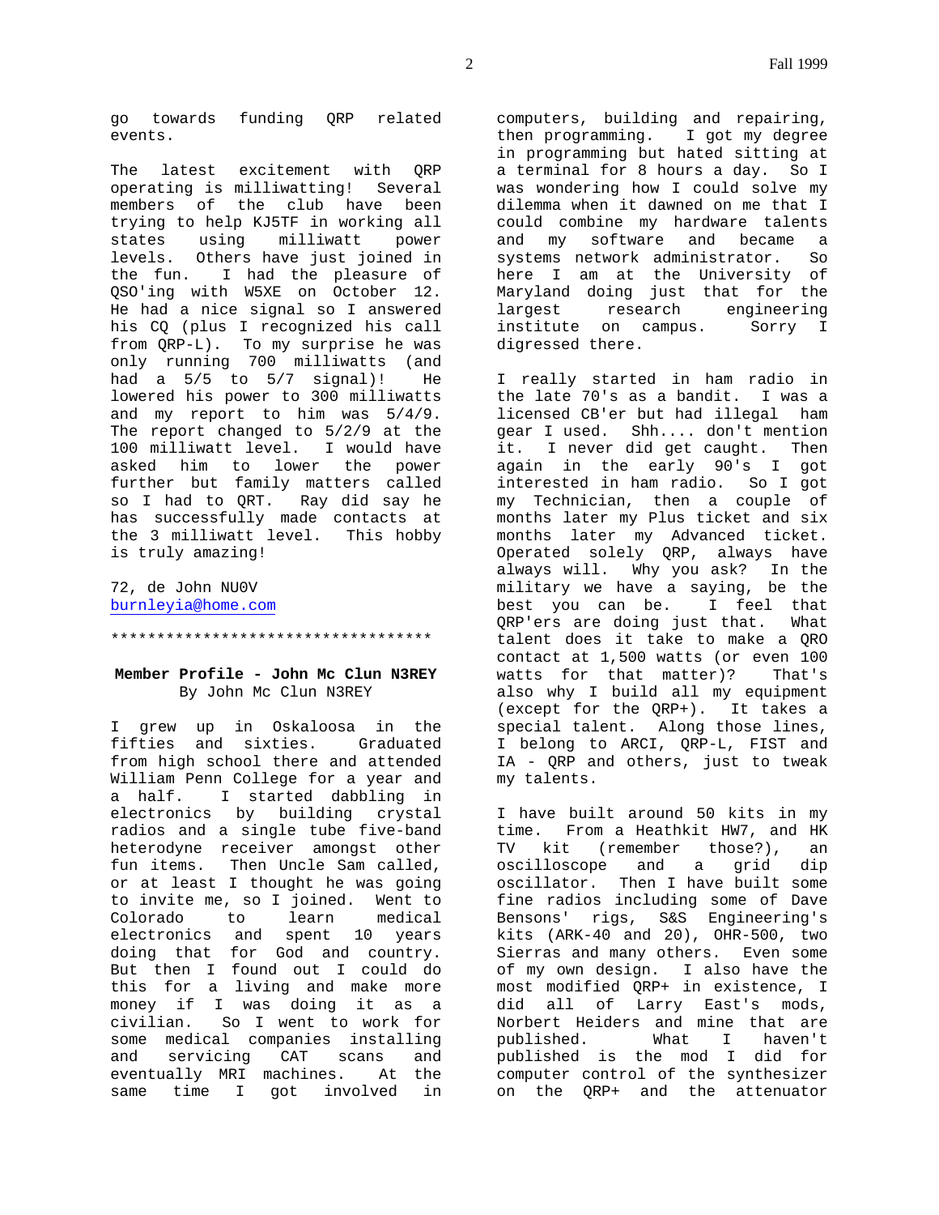go towards funding QRP related events.

The latest excitement with QRP operating is milliwatting! Several members of the club have been trying to help KJ5TF in working all states using milliwatt power levels. Others have just joined in the fun. I had the pleasure of QSO'ing with W5XE on October 12. He had a nice signal so I answered his CQ (plus I recognized his call from QRP-L). To my surprise he was only running 700 milliwatts (and had a 5/5 to 5/7 signal)! He lowered his power to 300 milliwatts and my report to him was 5/4/9. The report changed to 5/2/9 at the 100 milliwatt level. I would have asked him to lower the power further but family matters called so I had to QRT. Ray did say he has successfully made contacts at the 3 milliwatt level. This hobby is truly amazing!

72, de John NU0V
burnleyia@home.com

************************************

## Member Profile - John Mc Clun N3REY

By John Mc Clun N3REY

I grew up in Oskaloosa in the fifties and sixties. Graduated from high school there and attended William Penn College for a year and a half. I started dabbling in electronics by building crystal radios and a single tube five-band heterodyne receiver amongst other fun items. Then Uncle Sam called, or at least I thought he was going to invite me, so I joined. Went to Colorado to learn medical electronics and spent 10 years doing that for God and country. But then I found out I could do this for a living and make more money if I was doing it as a civilian. So I went to work for some medical companies installing and servicing CAT scans and eventually MRI machines. At the same time I got involved in computers, building and repairing, then programming. I got my degree in programming but hated sitting at a terminal for 8 hours a day. So I was wondering how I could solve my dilemma when it dawned on me that I could combine my hardware talents and my software and became a systems network administrator. So here I am at the University of Maryland doing just that for the largest research engineering institute on campus. Sorry I digressed there.

I really started in ham radio in the late 70's as a bandit. I was a licensed CB'er but had illegal ham gear I used. Shh.... don't mention it. I never did get caught. Then again in the early 90's I got interested in ham radio. So I got my Technician, then a couple of months later my Plus ticket and six months later my Advanced ticket. Operated solely QRP, always have always will. Why you ask? In the military we have a saying, be the best you can be. I feel that QRP'ers are doing just that. What talent does it take to make a QRO contact at 1,500 watts (or even 100 watts for that matter)? That's also why I build all my equipment (except for the QRP+). It takes a special talent. Along those lines, I belong to ARCI, QRP-L, FIST and IA - QRP and others, just to tweak my talents.

I have built around 50 kits in my time. From a Heathkit HW7, and HK TV kit (remember those?), an oscilloscope and a grid dip oscillator. Then I have built some fine radios including some of Dave Bensons' rigs, S&S Engineering's kits (ARK-40 and 20), OHR-500, two Sierras and many others. Even some of my own design. I also have the most modified QRP+ in existence, I did all of Larry East's mods, Norbert Heiders and mine that are published. What I haven't published is the mod I did for computer control of the synthesizer on the QRP+ and the attenuator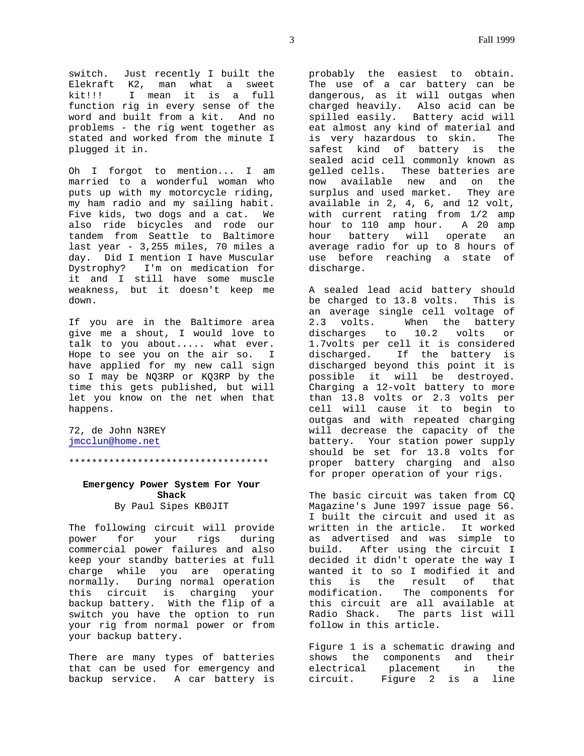switch. Just recently I built the Elekraft K2, man what a sweet kit!!! I mean it is a full function rig in every sense of the word and built from a kit. And no problems - the rig went together as stated and worked from the minute I plugged it in.

Oh I forgot to mention... I am married to a wonderful woman who puts up with my motorcycle riding, my ham radio and my sailing habit. Five kids, two dogs and a cat. We also ride bicycles and rode our tandem from Seattle to Baltimore last year - 3,255 miles, 70 miles a day. Did I mention I have Muscular Dystrophy? I'm on medication for it and I still have some muscle weakness, but it doesn't keep me down.

If you are in the Baltimore area give me a shout, I would love to talk to you about..... what ever. Hope to see you on the air so. I have applied for my new call sign so I may be NQ3RP or KQ3RP by the time this gets published, but will let you know on the net when that happens.

72, de John N3REY
jmcclun@home.net

************************************

### Emergency Power System For Your Shack

By Paul Sipes KB0JIT

The following circuit will provide power for your rigs during commercial power failures and also keep your standby batteries at full charge while you are operating normally. During normal operation this circuit is charging your backup battery. With the flip of a switch you have the option to run your rig from normal power or from your backup battery.

There are many types of batteries that can be used for emergency and backup service. A car battery is probably the easiest to obtain. The use of a car battery can be dangerous, as it will outgas when charged heavily. Also acid can be spilled easily. Battery acid will eat almost any kind of material and is very hazardous to skin. The safest kind of battery is the sealed acid cell commonly known as gelled cells. These batteries are now available new and on the surplus and used market. They are available in 2, 4, 6, and 12 volt, with current rating from 1/2 amp hour to 110 amp hour. A 20 amp hour battery will operate an average radio for up to 8 hours of use before reaching a state of discharge.

A sealed lead acid battery should be charged to 13.8 volts. This is an average single cell voltage of 2.3 volts. When the battery discharges to 10.2 volts or 1.7volts per cell it is considered discharged. If the battery is discharged beyond this point it is possible it will be destroyed. Charging a 12-volt battery to more than 13.8 volts or 2.3 volts per cell will cause it to begin to outgas and with repeated charging will decrease the capacity of the battery. Your station power supply should be set for 13.8 volts for proper battery charging and also for proper operation of your rigs.

The basic circuit was taken from CQ Magazine's June 1997 issue page 56. I built the circuit and used it as written in the article. It worked as advertised and was simple to build. After using the circuit I decided it didn't operate the way I wanted it to so I modified it and this is the result of that modification. The components for this circuit are all available at Radio Shack. The parts list will follow in this article.

Figure 1 is a schematic drawing and shows the components and their electrical placement in the circuit. Figure 2 is a line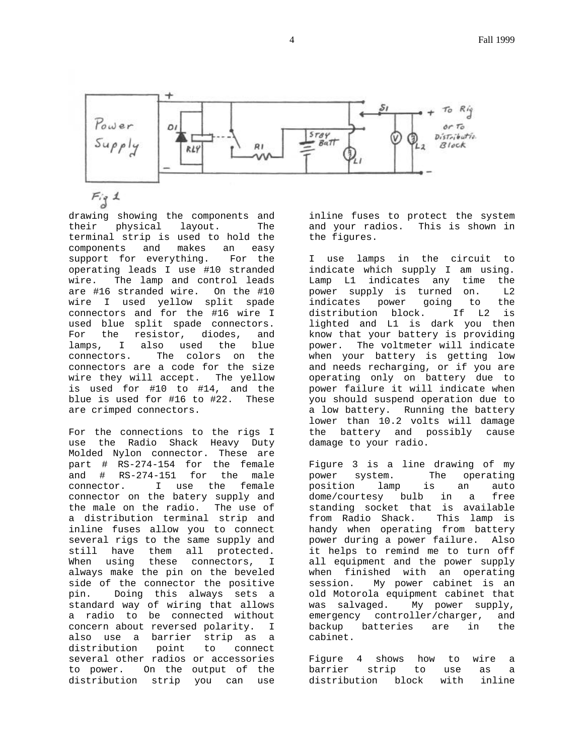Fig 1

drawing showing the components and their physical layout. The terminal strip is used to hold the components and makes an easy support for everything. For the operating leads I use #10 stranded wire. The lamp and control leads are #16 stranded wire. On the #10 wire I used yellow split spade connectors and for the #16 wire I used blue split spade connectors. For the resistor, diodes, and lamps, I also used the blue connectors. The colors on the connectors are a code for the size wire they will accept. The yellow is used for #10 to #14, and the blue is used for #16 to #22. These are crimped connectors.

For the connections to the rigs I use the Radio Shack Heavy Duty Molded Nylon connector. These are part # RS-274-154 for the female and # RS-274-151 for the male connector. I use the female connector on the batery supply and the male on the radio. The use of a distribution terminal strip and inline fuses allow you to connect several rigs to the same supply and still have them all protected. When using these connectors, I always make the pin on the beveled side of the connector the positive pin. Doing this always sets a standard way of wiring that allows a radio to be connected without concern about reversed polarity. I also use a barrier strip as a distribution point to connect several other radios or accessories to power. On the output of the distribution strip you can use inline fuses to protect the system and your radios. This is shown in the figures.

I use lamps in the circuit to indicate which supply I am using. Lamp L1 indicates any time the power supply is turned on. L2 indicates power going to the distribution block. If L2 is lighted and L1 is dark you then know that your battery is providing power. The voltmeter will indicate when your battery is getting low and needs recharging, or if you are operating only on battery due to power failure it will indicate when you should suspend operation due to a low battery. Running the battery lower than 10.2 volts will damage the battery and possibly cause damage to your radio.

Figure 3 is a line drawing of my power system. The operating position lamp is an auto dome/courtesy bulb in a free standing socket that is available from Radio Shack. This lamp is handy when operating from battery power during a power failure. Also it helps to remind me to turn off all equipment and the power supply when finished with an operating session. My power cabinet is an old Motorola equipment cabinet that was salvaged. My power supply, emergency controller/charger, and backup batteries are in the cabinet.

Figure 4 shows how to wire a barrier strip to use as a distribution block with inline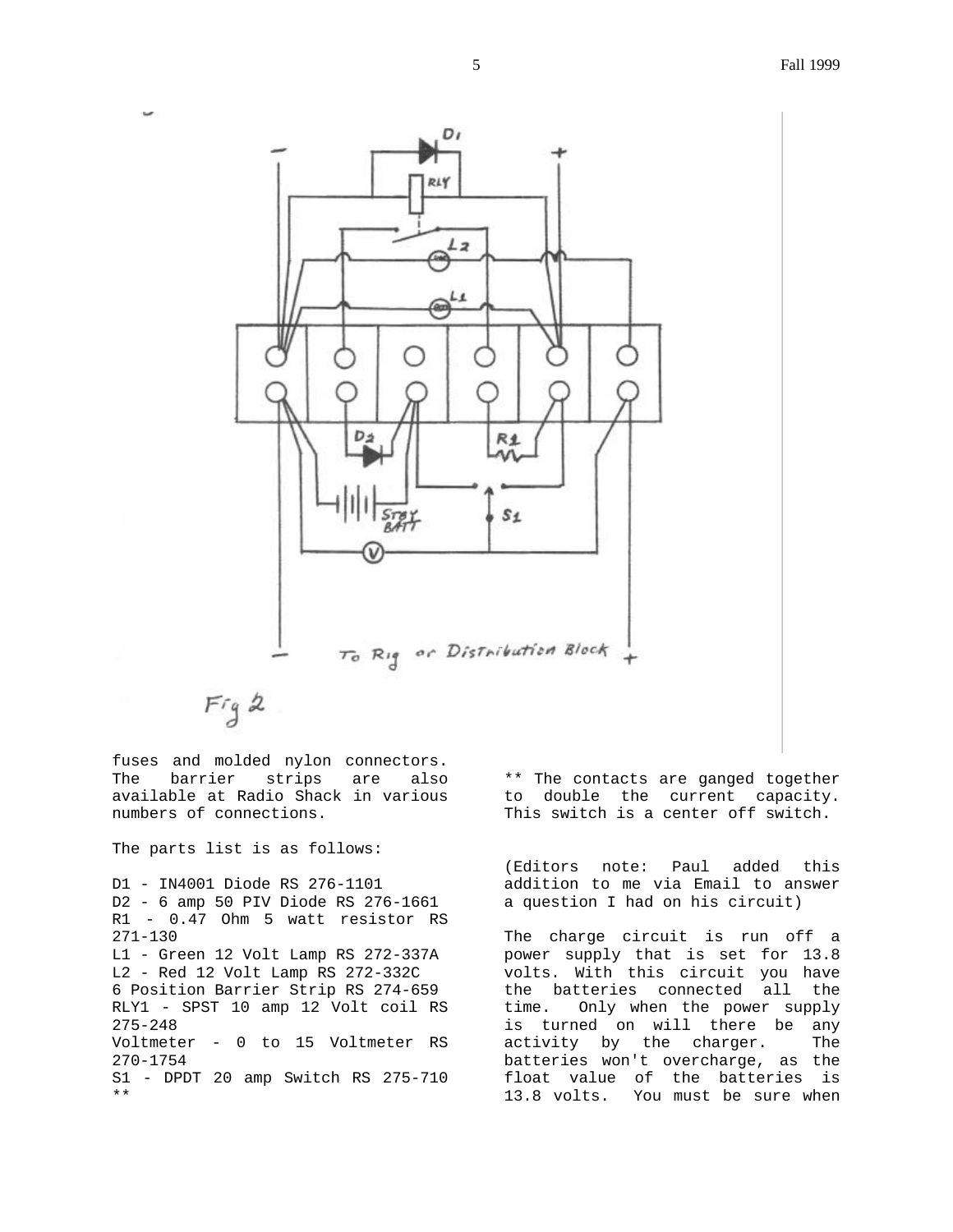Fig 2

fuses and molded nylon connectors. The barrier strips are also available at Radio Shack in various numbers of connections.

The parts list is as follows:

D1 - IN4001 Diode RS 276-1101
D2 - 6 amp 50 PIV Diode RS 276-1661
R1 - 0.47 Ohm 5 watt resistor RS 271-130
L1 - Green 12 Volt Lamp RS 272-337A
L2 - Red 12 Volt Lamp RS 272-332C
6 Position Barrier Strip RS 274-659
RLY1 - SPST 10 amp 12 Volt coil RS 275-248
Voltmeter - 0 to 15 Voltmeter RS 270-1754
S1 - DPDT 20 amp Switch RS 275-710 **

** The contacts are ganged together to double the current capacity. This switch is a center off switch.

(Editors note: Paul added this addition to me via Email to answer a question I had on his circuit)

The charge circuit is run off a power supply that is set for 13.8 volts. With this circuit you have the batteries connected all the time. Only when the power supply is turned on will there be any activity by the charger. The batteries won't overcharge, as the float value of the batteries is 13.8 volts. You must be sure when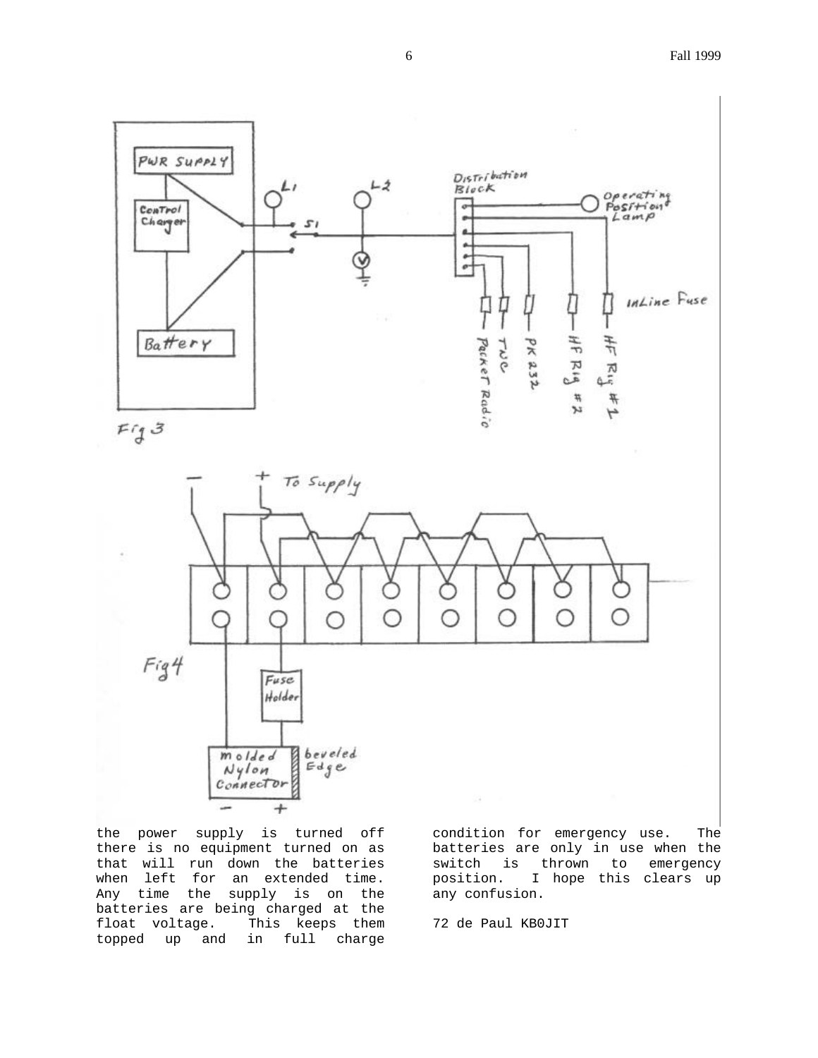Fig 3

Fig 4

the power supply is turned off there is no equipment turned on as that will run down the batteries when left for an extended time. Any time the supply is on the batteries are being charged at the float voltage. This keeps them topped up and in full charge condition for emergency use. The batteries are only in use when the switch is thrown to emergency position. I hope this clears up any confusion.

72 de Paul KB0JIT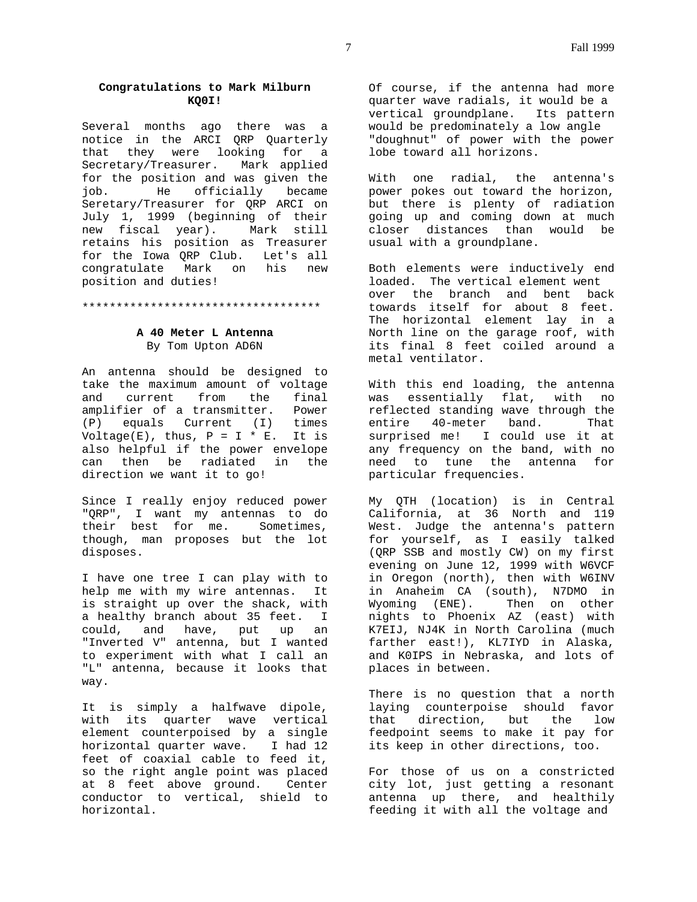### Congratulations to Mark Milburn KQ0I!

Several months ago there was a notice in the ARCI QRP Quarterly that they were looking for a Secretary/Treasurer. Mark applied for the position and was given the job. He officially became Seretary/Treasurer for QRP ARCI on July 1, 1999 (beginning of their new fiscal year). Mark still retains his position as Treasurer for the Iowa QRP Club. Let's all congratulate Mark on his new position and duties!

***********************************

### A 40 Meter L Antenna

By Tom Upton AD6N

An antenna should be designed to take the maximum amount of voltage and current from the final amplifier of a transmitter. Power (P) equals Current (I) times Voltage(E), thus, $P = I * E$. It is also helpful if the power envelope can then be radiated in the direction we want it to go!

Since I really enjoy reduced power "QRP", I want my antennas to do their best for me. Sometimes, though, man proposes but the lot disposes.

I have one tree I can play with to help me with my wire antennas. It is straight up over the shack, with a healthy branch about 35 feet. I could, and have, put up an "Inverted V" antenna, but I wanted to experiment with what I call an "L" antenna, because it looks that way.

It is simply a halfwave dipole, with its quarter wave vertical element counterpoised by a single horizontal quarter wave. I had 12 feet of coaxial cable to feed it, so the right angle point was placed at 8 feet above ground. Center conductor to vertical, shield to horizontal.

Of course, if the antenna had more quarter wave radials, it would be a vertical groundplane. Its pattern would be predominately a low angle "doughnut" of power with the power lobe toward all horizons.

With one radial, the antenna's power pokes out toward the horizon, but there is plenty of radiation going up and coming down at much closer distances than would be usual with a groundplane.

Both elements were inductively end loaded. The vertical element went over the branch and bent back towards itself for about 8 feet. The horizontal element lay in a North line on the garage roof, with its final 8 feet coiled around a metal ventilator.

With this end loading, the antenna was essentially flat, with no reflected standing wave through the entire 40-meter band. That surprised me! I could use it at any frequency on the band, with no need to tune the antenna for particular frequencies.

My QTH (location) is in Central California, at 36 North and 119 West. Judge the antenna's pattern for yourself, as I easily talked (QRP SSB and mostly CW) on my first evening on June 12, 1999 with W6VCF in Oregon (north), then with W6INV in Anaheim CA (south), N7DMO in Wyoming (ENE). Then on other nights to Phoenix AZ (east) with K7EIJ, NJ4K in North Carolina (much farther east!), KL7IYD in Alaska, and K0IPS in Nebraska, and lots of places in between.

There is no question that a north laying counterpoise should favor that direction, but the low feedpoint seems to make it pay for its keep in other directions, too.

For those of us on a constricted city lot, just getting a resonant antenna up there, and healthily feeding it with all the voltage and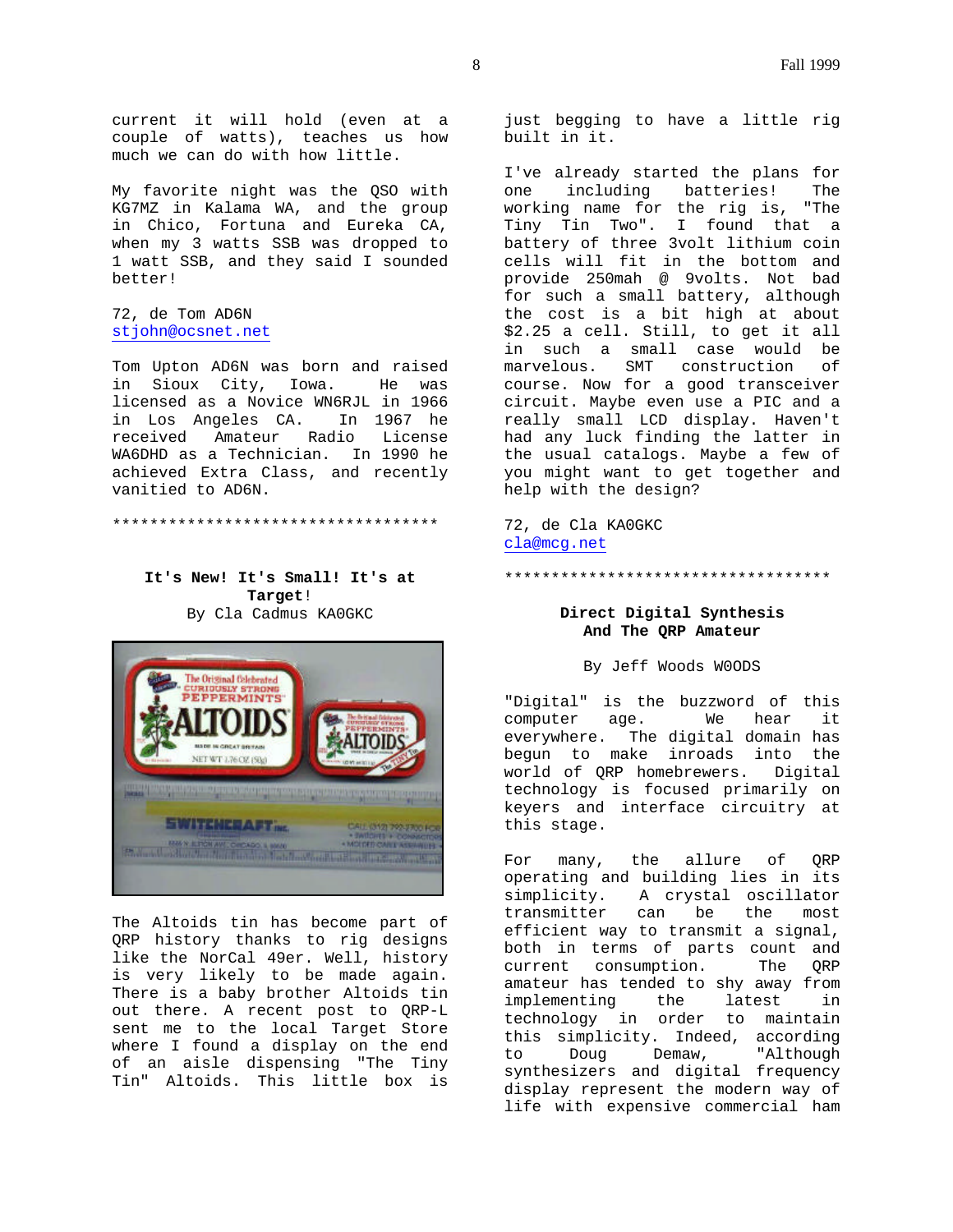current it will hold (even at a couple of watts), teaches us how much we can do with how little.

My favorite night was the QSO with KG7MZ in Kalama WA, and the group in Chico, Fortuna and Eureka CA, when my 3 watts SSB was dropped to 1 watt SSB, and they said I sounded better!

72, de Tom AD6N
stjohn@ocsnet.net

Tom Upton AD6N was born and raised in Sioux City, Iowa. He was licensed as a Novice WN6RJL in 1966 in Los Angeles CA. In 1967 he received Amateur Radio License WA6DHD as a Technician. In 1990 he achieved Extra Class, and recently vanitied to AD6N.

************************************

### It's New! It's Small! It's at Target!

By Cla Cadmus KA0GKC

The Altoids tin has become part of QRP history thanks to rig designs like the NorCal 49er. Well, history is very likely to be made again. There is a baby brother Altoids tin out there. A recent post to QRP-L sent me to the local Target Store where I found a display on the end of an aisle dispensing "The Tiny Tin" Altoids. This little box is just begging to have a little rig built in it.

I've already started the plans for one including batteries! The working name for the rig is, "The Tiny Tin Two". I found that a battery of three 3volt lithium coin cells will fit in the bottom and provide 250mah @ 9volts. Not bad for such a small battery, although the cost is a bit high at about $2.25 a cell. Still, to get it all in such a small case would be marvelous. SMT construction of course. Now for a good transceiver circuit. Maybe even use a PIC and a really small LCD display. Haven't had any luck finding the latter in the usual catalogs. Maybe a few of you might want to get together and help with the design?

72, de Cla KA0GKC
cla@mcg.net

************************************

### Direct Digital Synthesis And The QRP Amateur

By Jeff Woods W0ODS

"Digital" is the buzzword of this computer age. We hear it everywhere. The digital domain has begun to make inroads into the world of QRP homebrewers. Digital technology is focused primarily on keyers and interface circuitry at this stage.

For many, the allure of QRP operating and building lies in its simplicity. A crystal oscillator transmitter can be the most efficient way to transmit a signal, both in terms of parts count and current consumption. The QRP amateur has tended to shy away from implementing the latest in technology in order to maintain this simplicity. Indeed, according to Doug Demaw, "Although synthesizers and digital frequency display represent the modern way of life with expensive commercial ham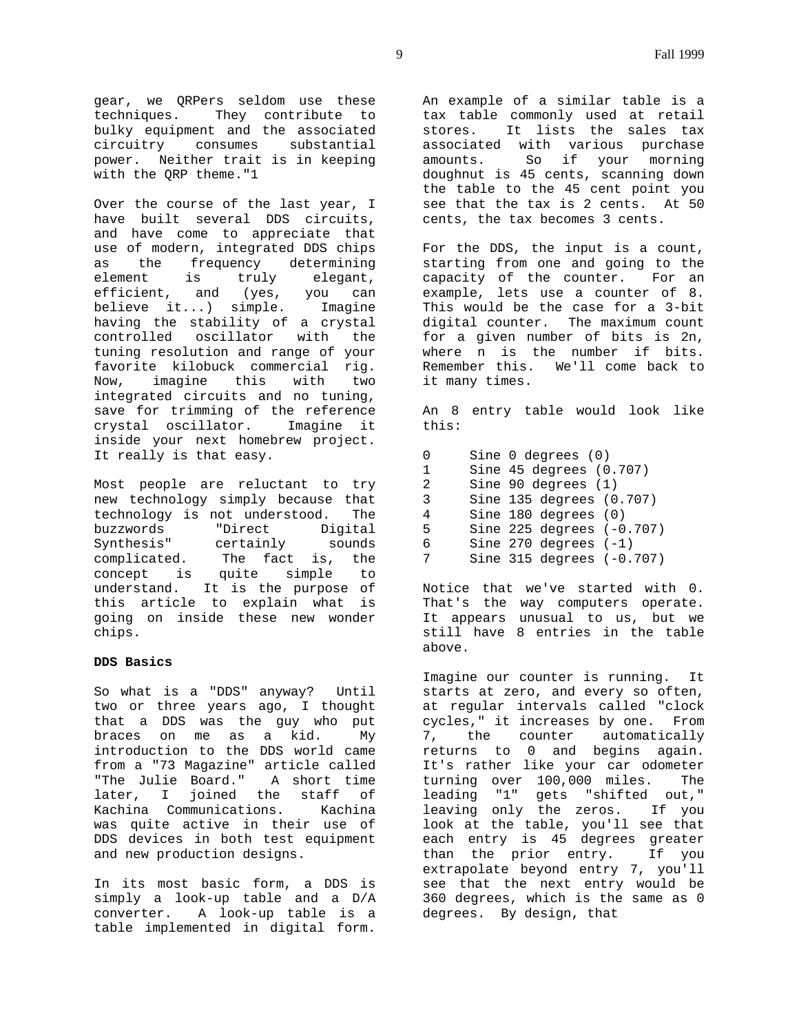gear, we QRPers seldom use these techniques. They contribute to bulky equipment and the associated circuitry consumes substantial power. Neither trait is in keeping with the QRP theme."1

Over the course of the last year, I have built several DDS circuits, and have come to appreciate that use of modern, integrated DDS chips as the frequency determining element is truly elegant, efficient, and (yes, you can believe it...) simple. Imagine having the stability of a crystal controlled oscillator with the tuning resolution and range of your favorite kilobuck commercial rig. Now, imagine this with two integrated circuits and no tuning, save for trimming of the reference crystal oscillator. Imagine it inside your next homebrew project. It really is that easy.

Most people are reluctant to try new technology simply because that technology is not understood. The buzzwords "Direct Digital Synthesis" certainly sounds complicated. The fact is, the concept is quite simple to understand. It is the purpose of this article to explain what is going on inside these new wonder chips.

**DDS Basics**

So what is a "DDS" anyway? Until two or three years ago, I thought that a DDS was the guy who put braces on me as a kid. My introduction to the DDS world came from a "73 Magazine" article called "The Julie Board." A short time later, I joined the staff of Kachina Communications. Kachina was quite active in their use of DDS devices in both test equipment and new production designs.

In its most basic form, a DDS is simply a look-up table and a D/A converter. A look-up table is a table implemented in digital form. An example of a similar table is a tax table commonly used at retail stores. It lists the sales tax associated with various purchase amounts. So if your morning doughnut is 45 cents, scanning down the table to the 45 cent point you see that the tax is 2 cents. At 50 cents, the tax becomes 3 cents.

For the DDS, the input is a count, starting from one and going to the capacity of the counter. For an example, lets use a counter of 8. This would be the case for a 3-bit digital counter. The maximum count for a given number of bits is 2n, where n is the number if bits. Remember this. We'll come back to it many times.

An 8 entry table would look like this:

```
0     Sine 0 degrees (0)
1     Sine 45 degrees (0.707)
2     Sine 90 degrees (1)
3     Sine 135 degrees (0.707)
4     Sine 180 degrees (0)
5     Sine 225 degrees (-0.707)
6     Sine 270 degrees (-1)
7     Sine 315 degrees (-0.707)
```

Notice that we've started with 0. That's the way computers operate. It appears unusual to us, but we still have 8 entries in the table above.

Imagine our counter is running. It starts at zero, and every so often, at regular intervals called "clock cycles," it increases by one. From 7, the counter automatically returns to 0 and begins again. It's rather like your car odometer turning over 100,000 miles. The leading "1" gets "shifted out," leaving only the zeros. If you look at the table, you'll see that each entry is 45 degrees greater than the prior entry. If you extrapolate beyond entry 7, you'll see that the next entry would be 360 degrees, which is the same as 0 degrees. By design, that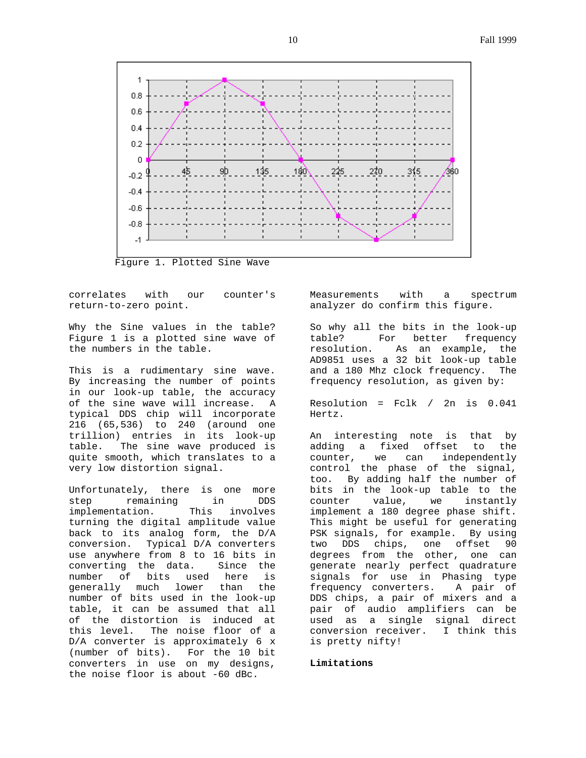Figure 1. Plotted Sine Wave

correlates with our counter's return-to-zero point.

Why the Sine values in the table? Figure 1 is a plotted sine wave of the numbers in the table.

This is a rudimentary sine wave. By increasing the number of points in our look-up table, the accuracy of the sine wave will increase. A typical DDS chip will incorporate 216 (65,536) to 240 (around one trillion) entries in its look-up table. The sine wave produced is quite smooth, which translates to a very low distortion signal.

Unfortunately, there is one more step remaining in DDS implementation. This involves turning the digital amplitude value back to its analog form, the D/A conversion. Typical D/A converters use anywhere from 8 to 16 bits in converting the data. Since the number of bits used here is generally much lower than the number of bits used in the look-up table, it can be assumed that all of the distortion is induced at this level. The noise floor of a D/A converter is approximately 6 x (number of bits). For the 10 bit converters in use on my designs, the noise floor is about -60 dBc.

Measurements with a spectrum analyzer do confirm this figure.

So why all the bits in the look-up table? For better frequency resolution. As an example, the AD9851 uses a 32 bit look-up table and a 180 Mhz clock frequency. The frequency resolution, as given by:

Resolution = Fclk / 2n is 0.041 Hertz.

An interesting note is that by adding a fixed offset to the counter, we can independently control the phase of the signal, too. By adding half the number of bits in the look-up table to the counter value, we instantly implement a 180 degree phase shift. This might be useful for generating PSK signals, for example. By using two DDS chips, one offset 90 degrees from the other, one can generate nearly perfect quadrature signals for use in Phasing type frequency converters. A pair of DDS chips, a pair of mixers and a pair of audio amplifiers can be used as a single signal direct conversion receiver. I think this is pretty nifty!

**Limitations**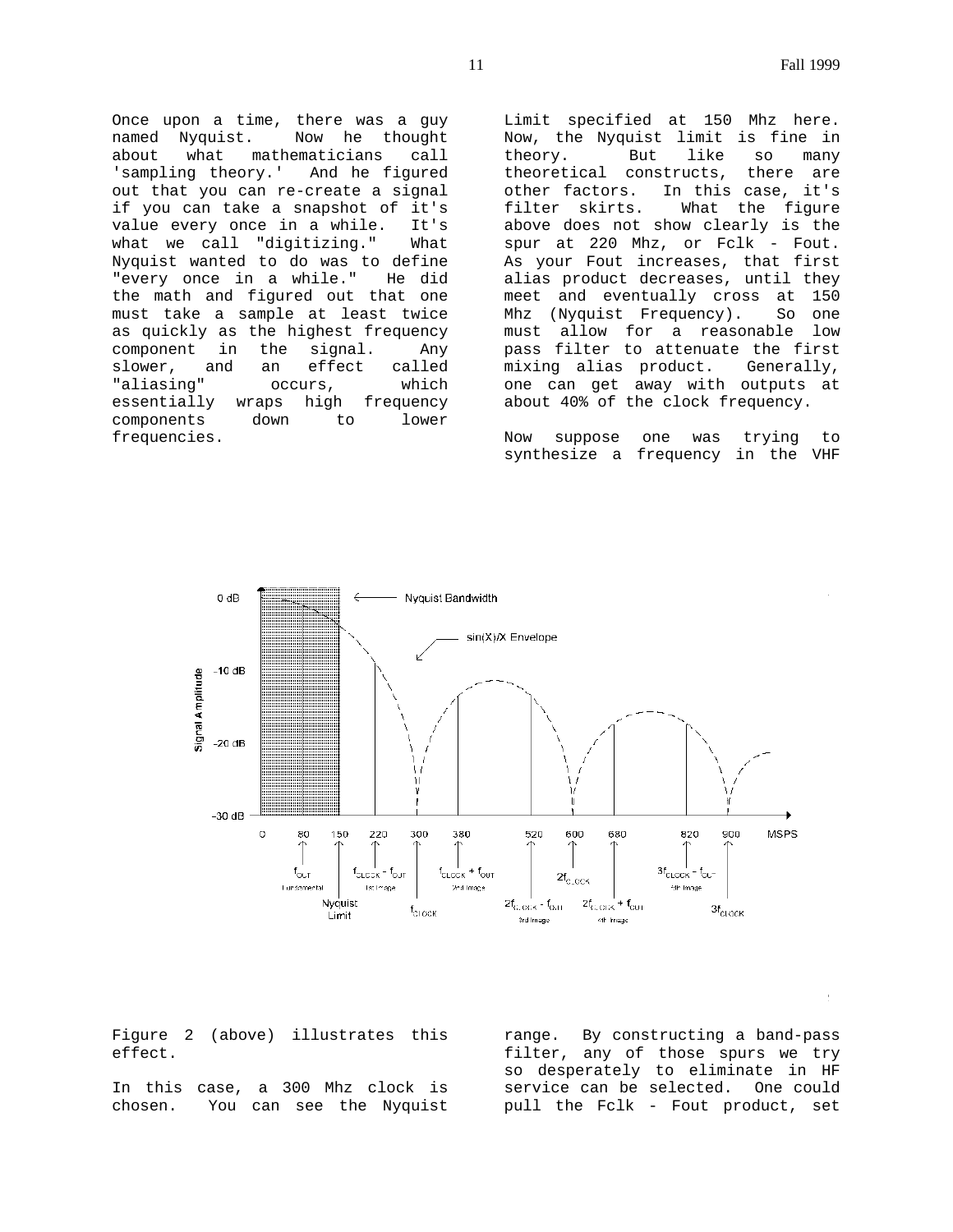Once upon a time, there was a guy named Nyquist. Now he thought about what mathematicians call 'sampling theory.' And he figured out that you can re-create a signal if you can take a snapshot of it's value every once in a while. It's what we call "digitizing." What Nyquist wanted to do was to define "every once in a while." He did the math and figured out that one must take a sample at least twice as quickly as the highest frequency component in the signal. Any slower, and an effect called "aliasing" occurs, which essentially wraps high frequency components down to lower frequencies.

Figure 2 (above) illustrates this effect.

In this case, a 300 Mhz clock is chosen. You can see the Nyquist Limit specified at 150 Mhz here. Now, the Nyquist limit is fine in theory. But like so many theoretical constructs, there are other factors. In this case, it's filter skirts. What the figure above does not show clearly is the spur at 220 Mhz, or Fclk - Fout. As your Fout increases, that first alias product decreases, until they meet and eventually cross at 150 Mhz (Nyquist Frequency). So one must allow for a reasonable low pass filter to attenuate the first mixing alias product. Generally, one can get away with outputs at about 40% of the clock frequency.

Now suppose one was trying to synthesize a frequency in the VHF range. By constructing a band-pass filter, any of those spurs we try so desperately to eliminate in HF service can be selected. One could pull the Fclk - Fout product, set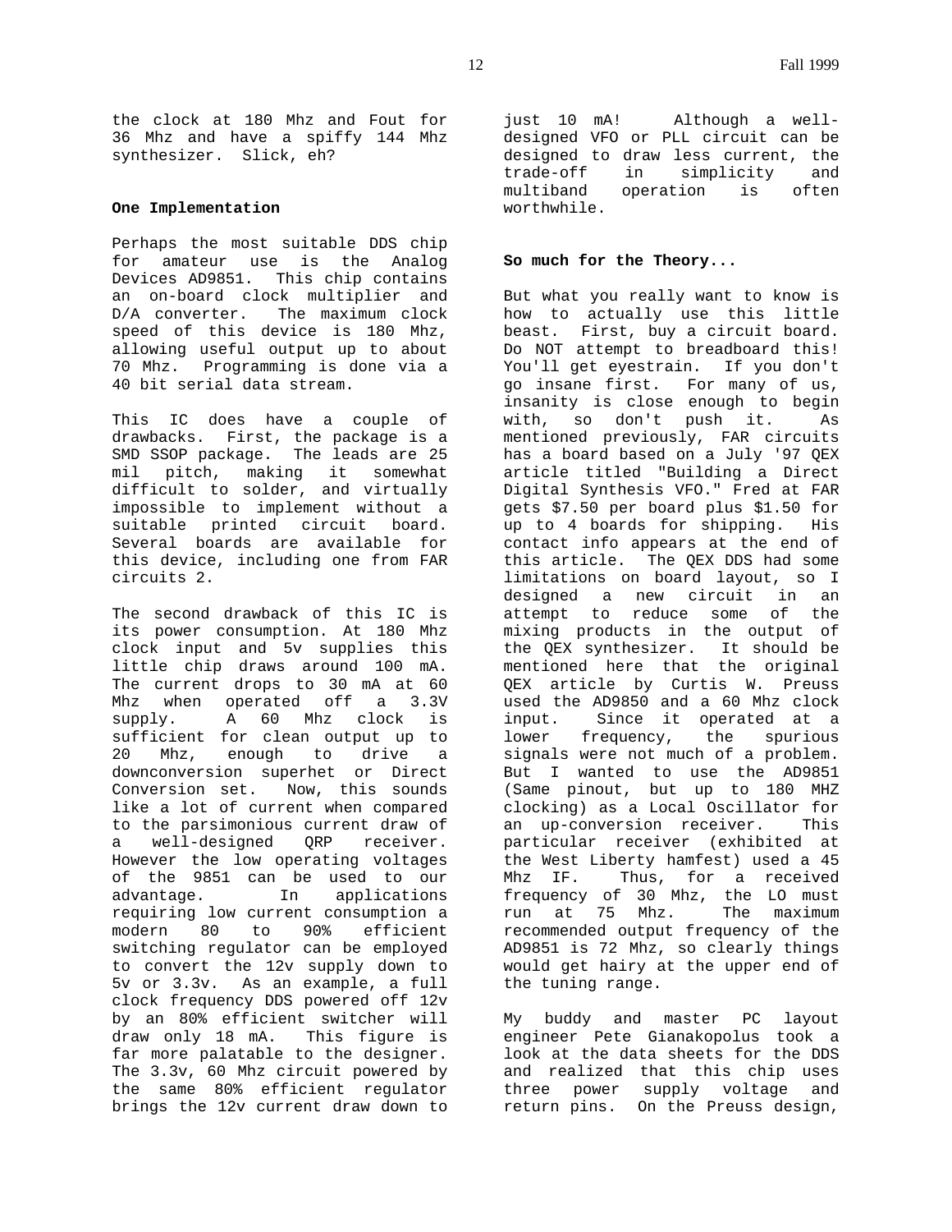the clock at 180 Mhz and Fout for 36 Mhz and have a spiffy 144 Mhz synthesizer. Slick, eh?

**One Implementation**

Perhaps the most suitable DDS chip for amateur use is the Analog Devices AD9851. This chip contains an on-board clock multiplier and D/A converter. The maximum clock speed of this device is 180 Mhz, allowing useful output up to about 70 Mhz. Programming is done via a 40 bit serial data stream.

This IC does have a couple of drawbacks. First, the package is a SMD SSOP package. The leads are 25 mil pitch, making it somewhat difficult to solder, and virtually impossible to implement without a suitable printed circuit board. Several boards are available for this device, including one from FAR circuits 2.

The second drawback of this IC is its power consumption. At 180 Mhz clock input and 5v supplies this little chip draws around 100 mA. The current drops to 30 mA at 60 Mhz when operated off a 3.3V supply. A 60 Mhz clock is sufficient for clean output up to 20 Mhz, enough to drive a downconversion superhet or Direct Conversion set. Now, this sounds like a lot of current when compared to the parsimonious current draw of a well-designed QRP receiver. However the low operating voltages of the 9851 can be used to our advantage. In applications requiring low current consumption a modern 80 to 90% efficient switching regulator can be employed to convert the 12v supply down to 5v or 3.3v. As an example, a full clock frequency DDS powered off 12v by an 80% efficient switcher will draw only 18 mA. This figure is far more palatable to the designer. The 3.3v, 60 Mhz circuit powered by the same 80% efficient regulator brings the 12v current draw down to just 10 mA! Although a well-designed VFO or PLL circuit can be designed to draw less current, the trade-off in simplicity and multiband operation is often worthwhile.

**So much for the Theory...**

But what you really want to know is how to actually use this little beast. First, buy a circuit board. Do NOT attempt to breadboard this! You'll get eyestrain. If you don't go insane first. For many of us, insanity is close enough to begin with, so don't push it. As mentioned previously, FAR circuits has a board based on a July '97 QEX article titled "Building a Direct Digital Synthesis VFO." Fred at FAR gets $7.50 per board plus $1.50 for up to 4 boards for shipping. His contact info appears at the end of this article. The QEX DDS had some limitations on board layout, so I designed a new circuit in an attempt to reduce some of the mixing products in the output of the QEX synthesizer. It should be mentioned here that the original QEX article by Curtis W. Preuss used the AD9850 and a 60 Mhz clock input. Since it operated at a lower frequency, the spurious signals were not much of a problem. But I wanted to use the AD9851 (Same pinout, but up to 180 MHZ clocking) as a Local Oscillator for an up-conversion receiver. This particular receiver (exhibited at the West Liberty hamfest) used a 45 Mhz IF. Thus, for a received frequency of 30 Mhz, the LO must run at 75 Mhz. The maximum recommended output frequency of the AD9851 is 72 Mhz, so clearly things would get hairy at the upper end of the tuning range.

My buddy and master PC layout engineer Pete Gianakopolus took a look at the data sheets for the DDS and realized that this chip uses three power supply voltage and return pins. On the Preuss design,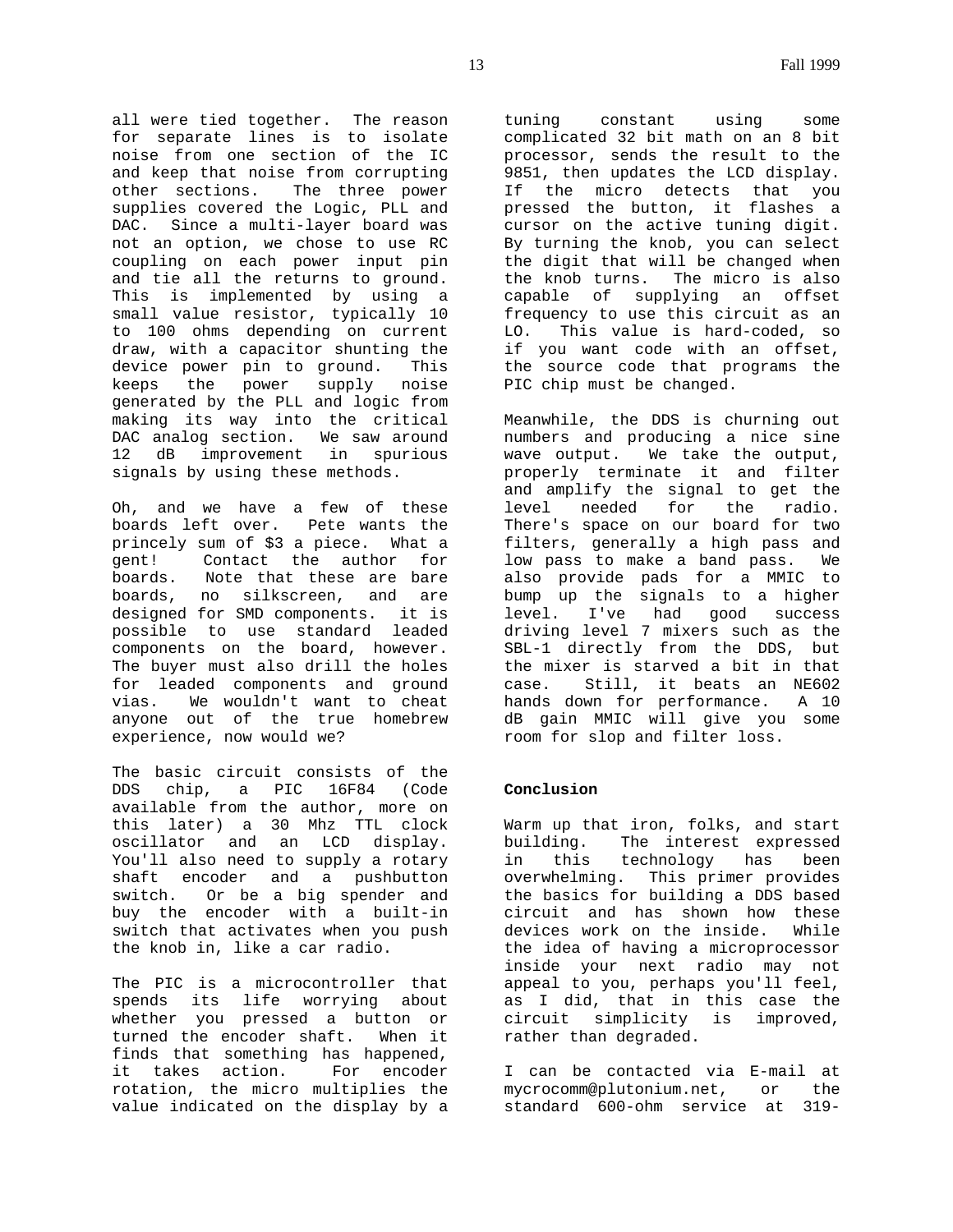all were tied together. The reason for separate lines is to isolate noise from one section of the IC and keep that noise from corrupting other sections. The three power supplies covered the Logic, PLL and DAC. Since a multi-layer board was not an option, we chose to use RC coupling on each power input pin and tie all the returns to ground. This is implemented by using a small value resistor, typically 10 to 100 ohms depending on current draw, with a capacitor shunting the device power pin to ground. This keeps the power supply noise generated by the PLL and logic from making its way into the critical DAC analog section. We saw around 12 dB improvement in spurious signals by using these methods.

Oh, and we have a few of these boards left over. Pete wants the princely sum of $3 a piece. What a gent! Contact the author for boards. Note that these are bare boards, no silkscreen, and are designed for SMD components. it is possible to use standard leaded components on the board, however. The buyer must also drill the holes for leaded components and ground vias. We wouldn't want to cheat anyone out of the true homebrew experience, now would we?

The basic circuit consists of the DDS chip, a PIC 16F84 (Code available from the author, more on this later) a 30 Mhz TTL clock oscillator and an LCD display. You'll also need to supply a rotary shaft encoder and a pushbutton switch. Or be a big spender and buy the encoder with a built-in switch that activates when you push the knob in, like a car radio.

The PIC is a microcontroller that spends its life worrying about whether you pressed a button or turned the encoder shaft. When it finds that something has happened, it takes action. For encoder rotation, the micro multiplies the value indicated on the display by a tuning constant using some complicated 32 bit math on an 8 bit processor, sends the result to the 9851, then updates the LCD display. If the micro detects that you pressed the button, it flashes a cursor on the active tuning digit. By turning the knob, you can select the digit that will be changed when the knob turns. The micro is also capable of supplying an offset frequency to use this circuit as an LO. This value is hard-coded, so if you want code with an offset, the source code that programs the PIC chip must be changed.

Meanwhile, the DDS is churning out numbers and producing a nice sine wave output. We take the output, properly terminate it and filter and amplify the signal to get the level needed for the radio. There's space on our board for two filters, generally a high pass and low pass to make a band pass. We also provide pads for a MMIC to bump up the signals to a higher level. I've had good success driving level 7 mixers such as the SBL-1 directly from the DDS, but the mixer is starved a bit in that case. Still, it beats an NE602 hands down for performance. A 10 dB gain MMIC will give you some room for slop and filter loss.

**Conclusion**

Warm up that iron, folks, and start building. The interest expressed in this technology has been overwhelming. This primer provides the basics for building a DDS based circuit and has shown how these devices work on the inside. While the idea of having a microprocessor inside your next radio may not appeal to you, perhaps you'll feel, as I did, that in this case the circuit simplicity is improved, rather than degraded.

I can be contacted via E-mail at mycrocomm@plutonium.net, or the standard 600-ohm service at 319-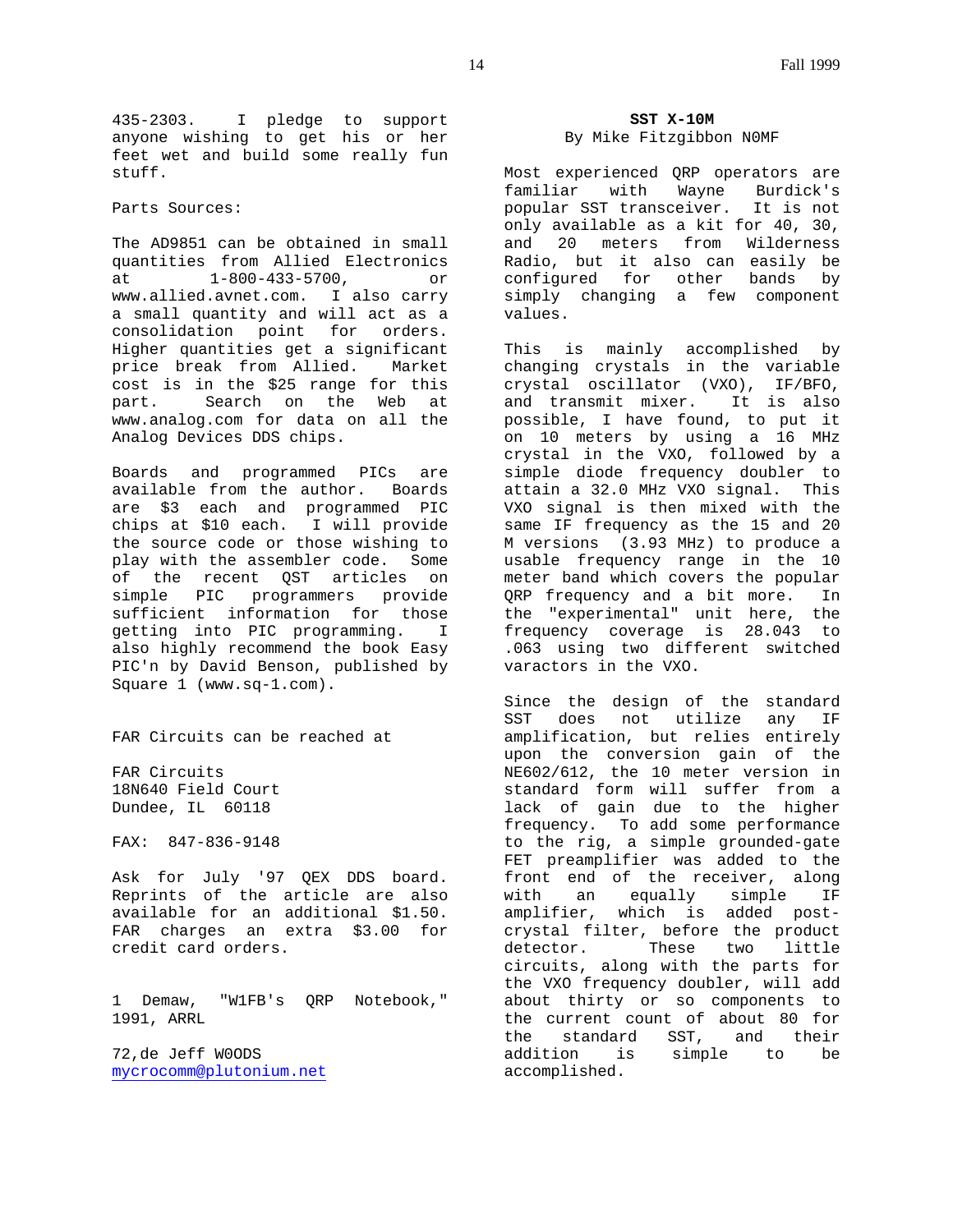435-2303. I pledge to support anyone wishing to get his or her feet wet and build some really fun stuff.

Parts Sources:

The AD9851 can be obtained in small quantities from Allied Electronics at 1-800-433-5700, or www.allied.avnet.com. I also carry a small quantity and will act as a consolidation point for orders. Higher quantities get a significant price break from Allied. Market cost is in the $25 range for this part. Search on the Web at www.analog.com for data on all the Analog Devices DDS chips.

Boards and programmed PICs are available from the author. Boards are $3 each and programmed PIC chips at $10 each. I will provide the source code or those wishing to play with the assembler code. Some of the recent QST articles on simple PIC programmers provide sufficient information for those getting into PIC programming. I also highly recommend the book Easy PIC'n by David Benson, published by Square 1 (www.sq-1.com).

FAR Circuits can be reached at

FAR Circuits
18N640 Field Court
Dundee, IL 60118

FAX: 847-836-9148

Ask for July '97 QEX DDS board. Reprints of the article are also available for an additional $1.50. FAR charges an extra $3.00 for credit card orders.

1 Demaw, "W1FB's QRP Notebook," 1991, ARRL

72,de Jeff W0ODS
mycrocomm@plutonium.net

## SST X-10M

By Mike Fitzgibbon N0MF

Most experienced QRP operators are familiar with Wayne Burdick's popular SST transceiver. It is not only available as a kit for 40, 30, and 20 meters from Wilderness Radio, but it also can easily be configured for other bands by simply changing a few component values.

This is mainly accomplished by changing crystals in the variable crystal oscillator (VXO), IF/BFO, and transmit mixer. It is also possible, I have found, to put it on 10 meters by using a 16 MHz crystal in the VXO, followed by a simple diode frequency doubler to attain a 32.0 MHz VXO signal. This VXO signal is then mixed with the same IF frequency as the 15 and 20 M versions (3.93 MHz) to produce a usable frequency range in the 10 meter band which covers the popular QRP frequency and a bit more. In the "experimental" unit here, the frequency coverage is 28.043 to .063 using two different switched varactors in the VXO.

Since the design of the standard SST does not utilize any IF amplification, but relies entirely upon the conversion gain of the NE602/612, the 10 meter version in standard form will suffer from a lack of gain due to the higher frequency. To add some performance to the rig, a simple grounded-gate FET preamplifier was added to the front end of the receiver, along with an equally simple IF amplifier, which is added post-crystal filter, before the product detector. These two little circuits, along with the parts for the VXO frequency doubler, will add about thirty or so components to the current count of about 80 for the standard SST, and their addition is simple to be accomplished.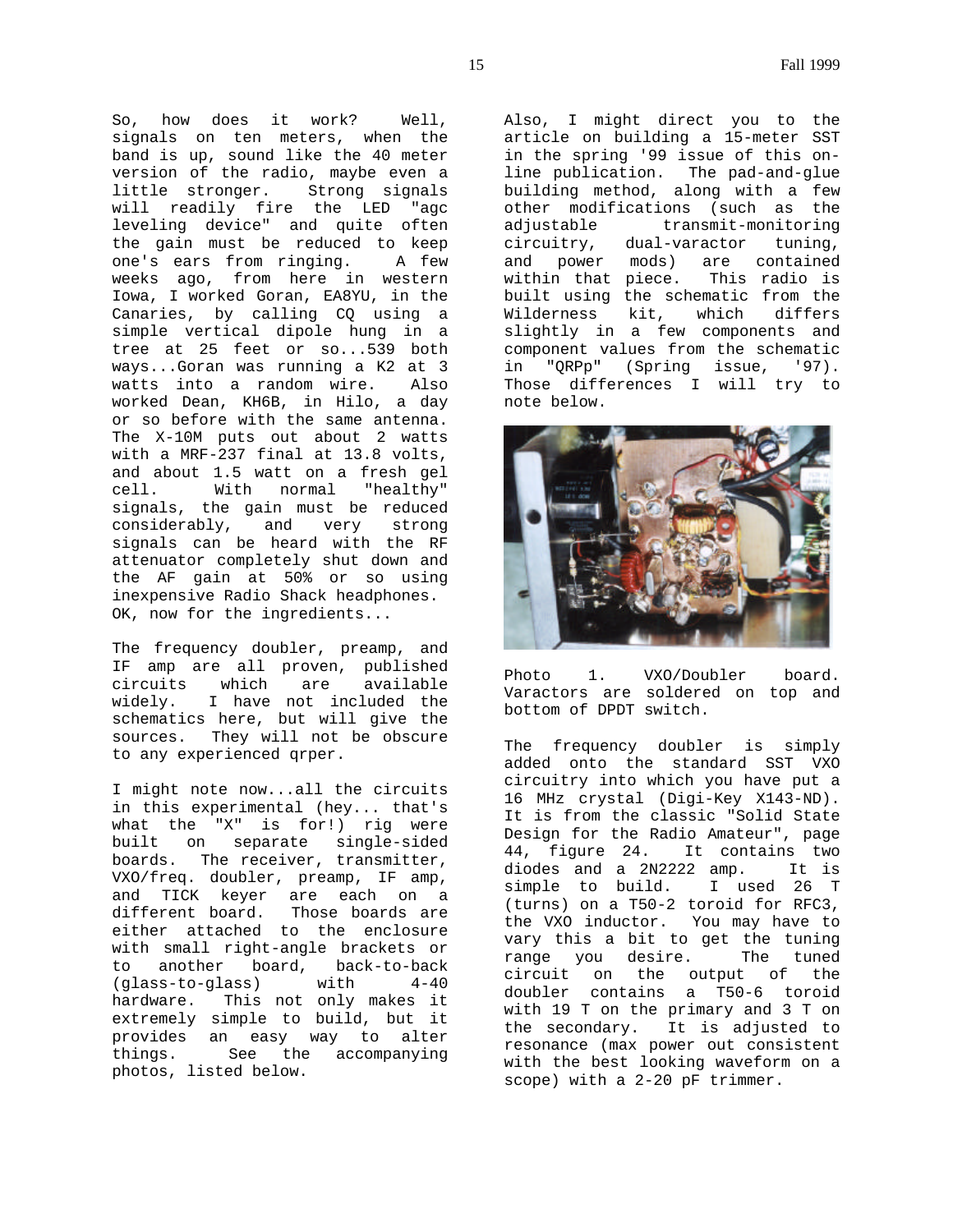So, how does it work? Well, signals on ten meters, when the band is up, sound like the 40 meter version of the radio, maybe even a little stronger. Strong signals will readily fire the LED "agc leveling device" and quite often the gain must be reduced to keep one's ears from ringing. A few weeks ago, from here in western Iowa, I worked Goran, EA8YU, in the Canaries, by calling CQ using a simple vertical dipole hung in a tree at 25 feet or so...539 both ways...Goran was running a K2 at 3 watts into a random wire. Also worked Dean, KH6B, in Hilo, a day or so before with the same antenna. The X-10M puts out about 2 watts with a MRF-237 final at 13.8 volts, and about 1.5 watt on a fresh gel cell. With normal "healthy" signals, the gain must be reduced considerably, and very strong signals can be heard with the RF attenuator completely shut down and the AF gain at 50% or so using inexpensive Radio Shack headphones. OK, now for the ingredients...

The frequency doubler, preamp, and IF amp are all proven, published circuits which are available widely. I have not included the schematics here, but will give the sources. They will not be obscure to any experienced qrper.

I might note now...all the circuits in this experimental (hey... that's what the "X" is for!) rig were built on separate single-sided boards. The receiver, transmitter, VXO/freq. doubler, preamp, IF amp, and TICK keyer are each on a different board. Those boards are either attached to the enclosure with small right-angle brackets or to another board, back-to-back (glass-to-glass) with 4-40 hardware. This not only makes it extremely simple to build, but it provides an easy way to alter things. See the accompanying photos, listed below.

Also, I might direct you to the article on building a 15-meter SST in the spring '99 issue of this on-line publication. The pad-and-glue building method, along with a few other modifications (such as the adjustable transmit-monitoring circuitry, dual-varactor tuning, and power mods) are contained within that piece. This radio is built using the schematic from the Wilderness kit, which differs slightly in a few components and component values from the schematic in "QRPp" (Spring issue, '97). Those differences I will try to note below.

Photo 1. VXO/Doubler board. Varactors are soldered on top and bottom of DPDT switch.

The frequency doubler is simply added onto the standard SST VXO circuitry into which you have put a 16 MHz crystal (Digi-Key X143-ND). It is from the classic "Solid State Design for the Radio Amateur", page 44, figure 24. It contains two diodes and a 2N2222 amp. It is simple to build. I used 26 T (turns) on a T50-2 toroid for RFC3, the VXO inductor. You may have to vary this a bit to get the tuning range you desire. The tuned circuit on the output of the doubler contains a T50-6 toroid with 19 T on the primary and 3 T on the secondary. It is adjusted to resonance (max power out consistent with the best looking waveform on a scope) with a 2-20 pF trimmer.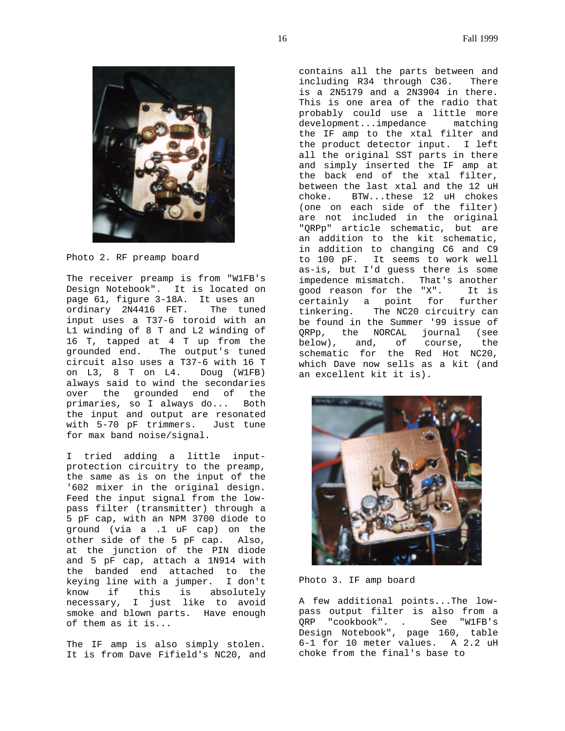Photo 2. RF preamp board

The receiver preamp is from "W1FB's Design Notebook". It is located on page 61, figure 3-18A. It uses an ordinary 2N4416 FET. The tuned input uses a T37-6 toroid with an L1 winding of 8 T and L2 winding of 16 T, tapped at 4 T up from the grounded end. The output's tuned circuit also uses a T37-6 with 16 T on L3, 8 T on L4. Doug (W1FB) always said to wind the secondaries over the grounded end of the primaries, so I always do... Both the input and output are resonated with 5-70 pF trimmers. Just tune for max band noise/signal.

I tried adding a little input-protection circuitry to the preamp, the same as is on the input of the '602 mixer in the original design. Feed the input signal from the low-pass filter (transmitter) through a 5 pF cap, with an NPM 3700 diode to ground (via a .1 uF cap) on the other side of the 5 pF cap. Also, at the junction of the PIN diode and 5 pF cap, attach a 1N914 with the banded end attached to the keying line with a jumper. I don't know if this is absolutely necessary, I just like to avoid smoke and blown parts. Have enough of them as it is...

The IF amp is also simply stolen. It is from Dave Fifield's NC20, and contains all the parts between and including R34 through C36. There is a 2N5179 and a 2N3904 in there. This is one area of the radio that probably could use a little more development...impedance matching the IF amp to the xtal filter and the product detector input. I left all the original SST parts in there and simply inserted the IF amp at the back end of the xtal filter, between the last xtal and the 12 uH choke. BTW...these 12 uH chokes (one on each side of the filter) are not included in the original "QRPp" article schematic, but are an addition to the kit schematic, in addition to changing C6 and C9 to 100 pF. It seems to work well as-is, but I'd guess there is some impedence mismatch. That's another good reason for the "X". It is certainly a point for further tinkering. The NC20 circuitry can be found in the Summer '99 issue of QRPp, the NORCAL journal (see below), and, of course, the schematic for the Red Hot NC20, which Dave now sells as a kit (and an excellent kit it is).

Photo 3. IF amp board

A few additional points...The low-pass output filter is also from a QRP "cookbook". . See "W1FB's Design Notebook", page 160, table 6-1 for 10 meter values. A 2.2 uH choke from the final's base to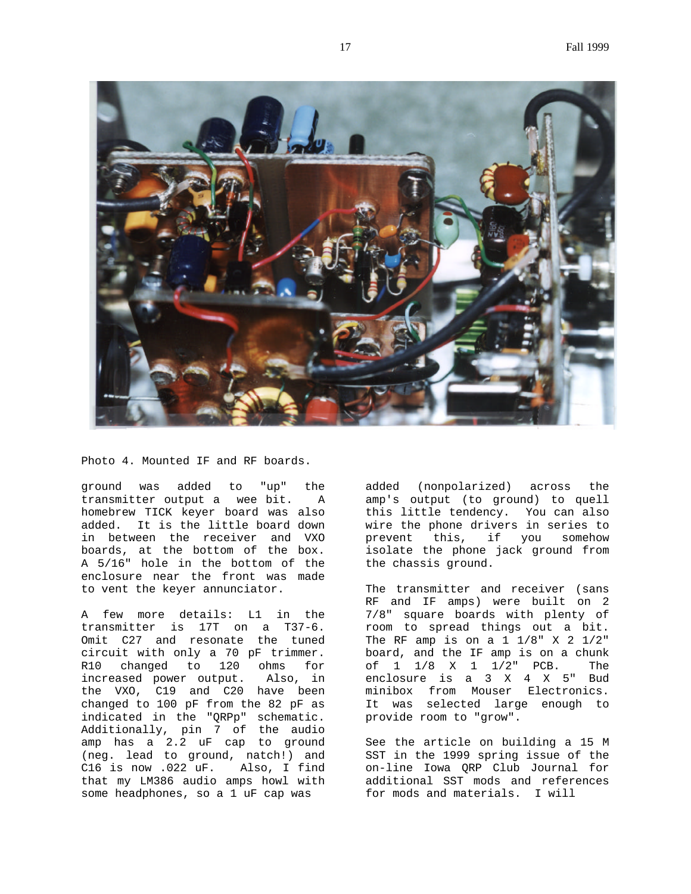Photo 4. Mounted IF and RF boards.

ground was added to "up" the transmitter output a wee bit. A homebrew TICK keyer board was also added. It is the little board down in between the receiver and VXO boards, at the bottom of the box. A 5/16" hole in the bottom of the enclosure near the front was made to vent the keyer annunciator.

A few more details: L1 in the transmitter is 17T on a T37-6. Omit C27 and resonate the tuned circuit with only a 70 pF trimmer. R10 changed to 120 ohms for increased power output. Also, in the VXO, C19 and C20 have been changed to 100 pF from the 82 pF as indicated in the "QRPp" schematic. Additionally, pin 7 of the audio amp has a 2.2 uF cap to ground (neg. lead to ground, natch!) and C16 is now .022 uF. Also, I find that my LM386 audio amps howl with some headphones, so a 1 uF cap was added (nonpolarized) across the amp's output (to ground) to quell this little tendency. You can also wire the phone drivers in series to prevent this, if you somehow isolate the phone jack ground from the chassis ground.

The transmitter and receiver (sans RF and IF amps) were built on 2 7/8" square boards with plenty of room to spread things out a bit. The RF amp is on a 1 1/8" X 2 1/2" board, and the IF amp is on a chunk of 1 1/8 X 1 1/2" PCB. The enclosure is a 3 X 4 X 5" Bud minibox from Mouser Electronics. It was selected large enough to provide room to "grow".

See the article on building a 15 M SST in the 1999 spring issue of the on-line Iowa QRP Club Journal for additional SST mods and references for mods and materials. I will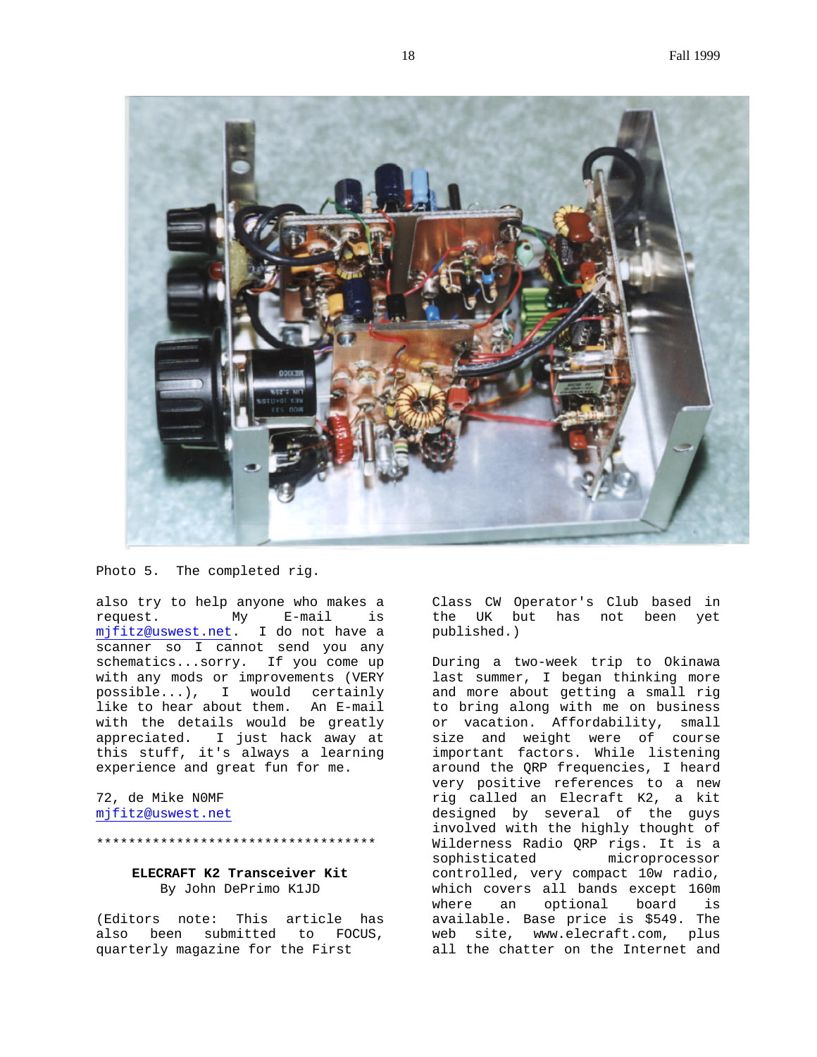Photo 5. The completed rig.

also try to help anyone who makes a request. My E-mail is mjfitz@uswest.net. I do not have a scanner so I cannot send you any schematics...sorry. If you come up with any mods or improvements (VERY possible...), I would certainly like to hear about them. An E-mail with the details would be greatly appreciated. I just hack away at this stuff, it's always a learning experience and great fun for me.

72, de Mike N0MF
mjfitz@uswest.net

************************************

**ELECRAFT K2 Transceiver Kit**
By John DePrimo K1JD

(Editors note: This article has also been submitted to FOCUS, quarterly magazine for the First Class CW Operator's Club based in the UK but has not been yet published.)

During a two-week trip to Okinawa last summer, I began thinking more and more about getting a small rig to bring along with me on business or vacation. Affordability, small size and weight were of course important factors. While listening around the QRP frequencies, I heard very positive references to a new rig called an Elecraft K2, a kit designed by several of the guys involved with the highly thought of Wilderness Radio QRP rigs. It is a sophisticated microprocessor controlled, very compact 10w radio, which covers all bands except 160m where an optional board is available. Base price is $549. The web site, www.elecraft.com, plus all the chatter on the Internet and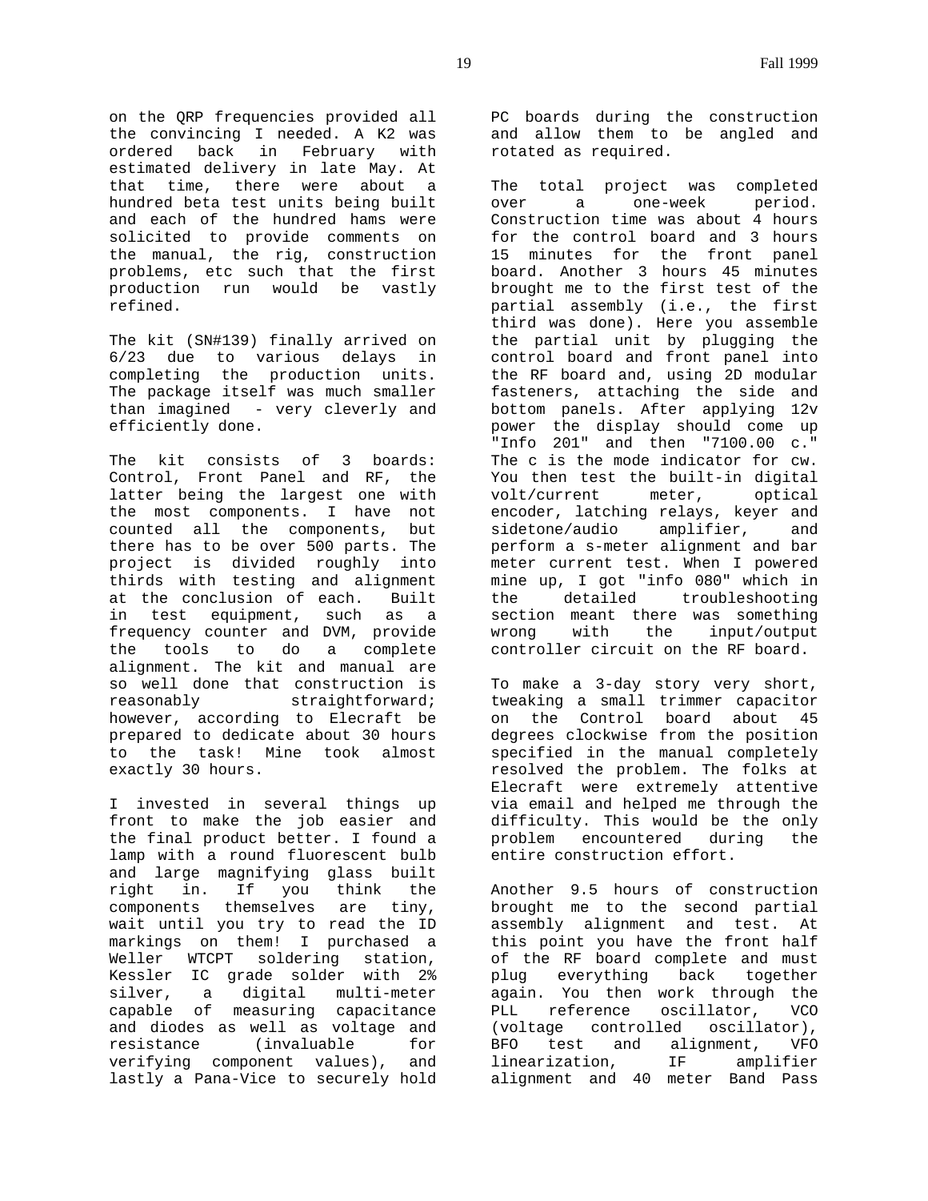on the QRP frequencies provided all the convincing I needed. A K2 was ordered back in February with estimated delivery in late May. At that time, there were about a hundred beta test units being built and each of the hundred hams were solicited to provide comments on the manual, the rig, construction problems, etc such that the first production run would be vastly refined.

The kit (SN#139) finally arrived on 6/23 due to various delays in completing the production units. The package itself was much smaller than imagined - very cleverly and efficiently done.

The kit consists of 3 boards: Control, Front Panel and RF, the latter being the largest one with the most components. I have not counted all the components, but there has to be over 500 parts. The project is divided roughly into thirds with testing and alignment at the conclusion of each. Built in test equipment, such as a frequency counter and DVM, provide the tools to do a complete alignment. The kit and manual are so well done that construction is reasonably straightforward; however, according to Elecraft be prepared to dedicate about 30 hours to the task! Mine took almost exactly 30 hours.

I invested in several things up front to make the job easier and the final product better. I found a lamp with a round fluorescent bulb and large magnifying glass built right in. If you think the components themselves are tiny, wait until you try to read the ID markings on them! I purchased a Weller WTCPT soldering station, Kessler IC grade solder with 2% silver, a digital multi-meter capable of measuring capacitance and diodes as well as voltage and resistance (invaluable for verifying component values), and lastly a Pana-Vice to securely hold PC boards during the construction and allow them to be angled and rotated as required.

The total project was completed over a one-week period. Construction time was about 4 hours for the control board and 3 hours 15 minutes for the front panel board. Another 3 hours 45 minutes brought me to the first test of the partial assembly (i.e., the first third was done). Here you assemble the partial unit by plugging the control board and front panel into the RF board and, using 2D modular fasteners, attaching the side and bottom panels. After applying 12v power the display should come up "Info 201" and then "7100.00 c." The c is the mode indicator for cw. You then test the built-in digital volt/current meter, optical encoder, latching relays, keyer and sidetone/audio amplifier, and perform a s-meter alignment and bar meter current test. When I powered mine up, I got "info 080" which in the detailed troubleshooting section meant there was something wrong with the input/output controller circuit on the RF board.

To make a 3-day story very short, tweaking a small trimmer capacitor on the Control board about 45 degrees clockwise from the position specified in the manual completely resolved the problem. The folks at Elecraft were extremely attentive via email and helped me through the difficulty. This would be the only problem encountered during the entire construction effort.

Another 9.5 hours of construction brought me to the second partial assembly alignment and test. At this point you have the front half of the RF board complete and must plug everything back together again. You then work through the PLL reference oscillator, VCO (voltage controlled oscillator), BFO test and alignment, VFO linearization, IF amplifier alignment and 40 meter Band Pass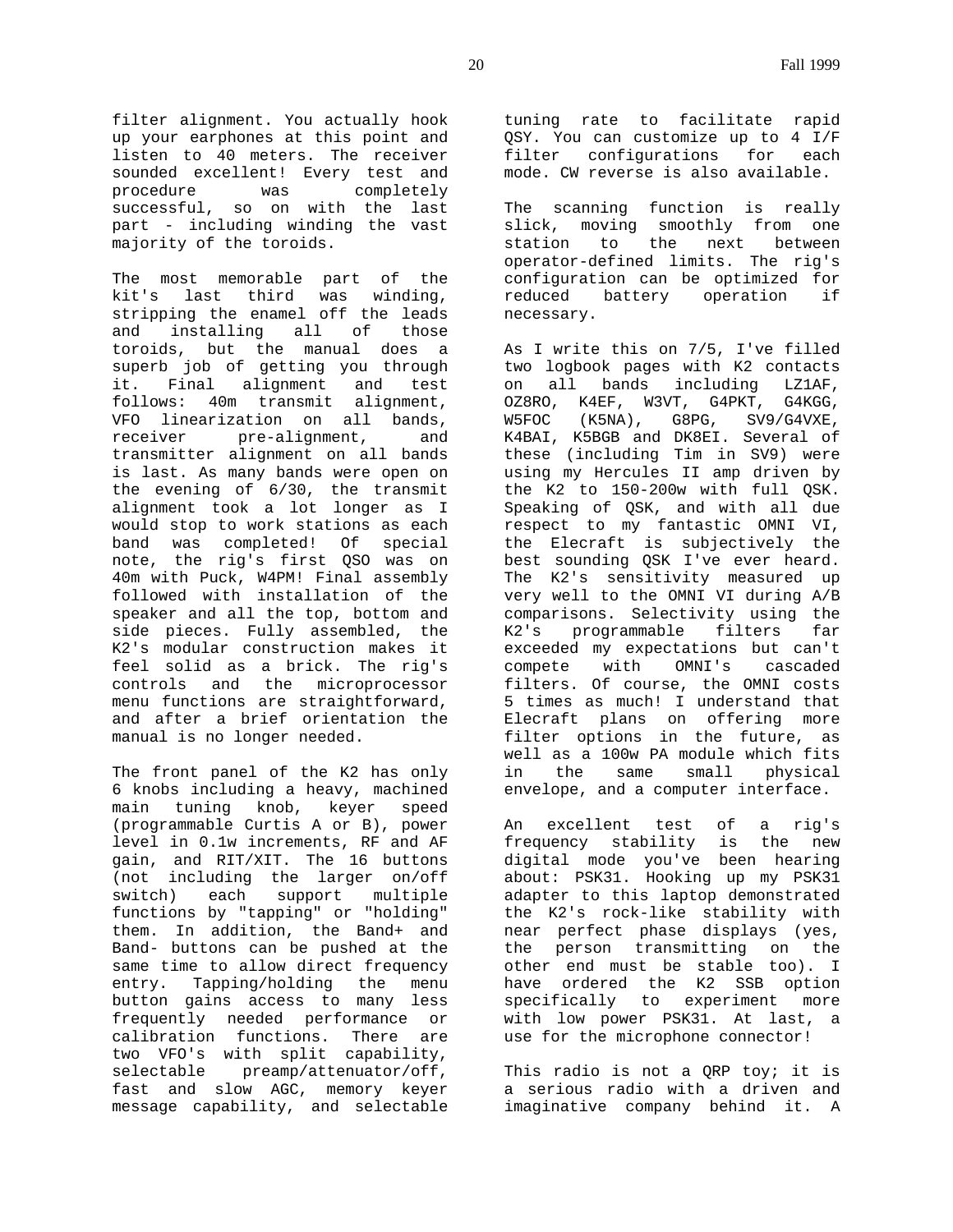filter alignment. You actually hook up your earphones at this point and listen to 40 meters. The receiver sounded excellent! Every test and procedure was completely successful, so on with the last part - including winding the vast majority of the toroids.

The most memorable part of the kit's last third was winding, stripping the enamel off the leads and installing all of those toroids, but the manual does a superb job of getting you through it. Final alignment and test follows: 40m transmit alignment, VFO linearization on all bands, receiver pre-alignment, and transmitter alignment on all bands is last. As many bands were open on the evening of 6/30, the transmit alignment took a lot longer as I would stop to work stations as each band was completed! Of special note, the rig's first QSO was on 40m with Puck, W4PM! Final assembly followed with installation of the speaker and all the top, bottom and side pieces. Fully assembled, the K2's modular construction makes it feel solid as a brick. The rig's controls and the microprocessor menu functions are straightforward, and after a brief orientation the manual is no longer needed.

The front panel of the K2 has only 6 knobs including a heavy, machined main tuning knob, keyer speed (programmable Curtis A or B), power level in 0.1w increments, RF and AF gain, and RIT/XIT. The 16 buttons (not including the larger on/off switch) each support multiple functions by "tapping" or "holding" them. In addition, the Band+ and Band- buttons can be pushed at the same time to allow direct frequency entry. Tapping/holding the menu button gains access to many less frequently needed performance or calibration functions. There are two VFO's with split capability, selectable preamp/attenuator/off, fast and slow AGC, memory keyer message capability, and selectable tuning rate to facilitate rapid QSY. You can customize up to 4 I/F filter configurations for each mode. CW reverse is also available.

The scanning function is really slick, moving smoothly from one station to the next between operator-defined limits. The rig's configuration can be optimized for reduced battery operation if necessary.

As I write this on 7/5, I've filled two logbook pages with K2 contacts on all bands including LZ1AF, OZ8RO, K4EF, W3VT, G4PKT, G4KGG, W5FOC (K5NA), G8PG, SV9/G4VXE, K4BAI, K5BGB and DK8EI. Several of these (including Tim in SV9) were using my Hercules II amp driven by the K2 to 150-200w with full QSK. Speaking of QSK, and with all due respect to my fantastic OMNI VI, the Elecraft is subjectively the best sounding QSK I've ever heard. The K2's sensitivity measured up very well to the OMNI VI during A/B comparisons. Selectivity using the K2's programmable filters far exceeded my expectations but can't compete with OMNI's cascaded filters. Of course, the OMNI costs 5 times as much! I understand that Elecraft plans on offering more filter options in the future, as well as a 100w PA module which fits in the same small physical envelope, and a computer interface.

An excellent test of a rig's frequency stability is the new digital mode you've been hearing about: PSK31. Hooking up my PSK31 adapter to this laptop demonstrated the K2's rock-like stability with near perfect phase displays (yes, the person transmitting on the other end must be stable too). I have ordered the K2 SSB option specifically to experiment more with low power PSK31. At last, a use for the microphone connector!

This radio is not a QRP toy; it is a serious radio with a driven and imaginative company behind it. A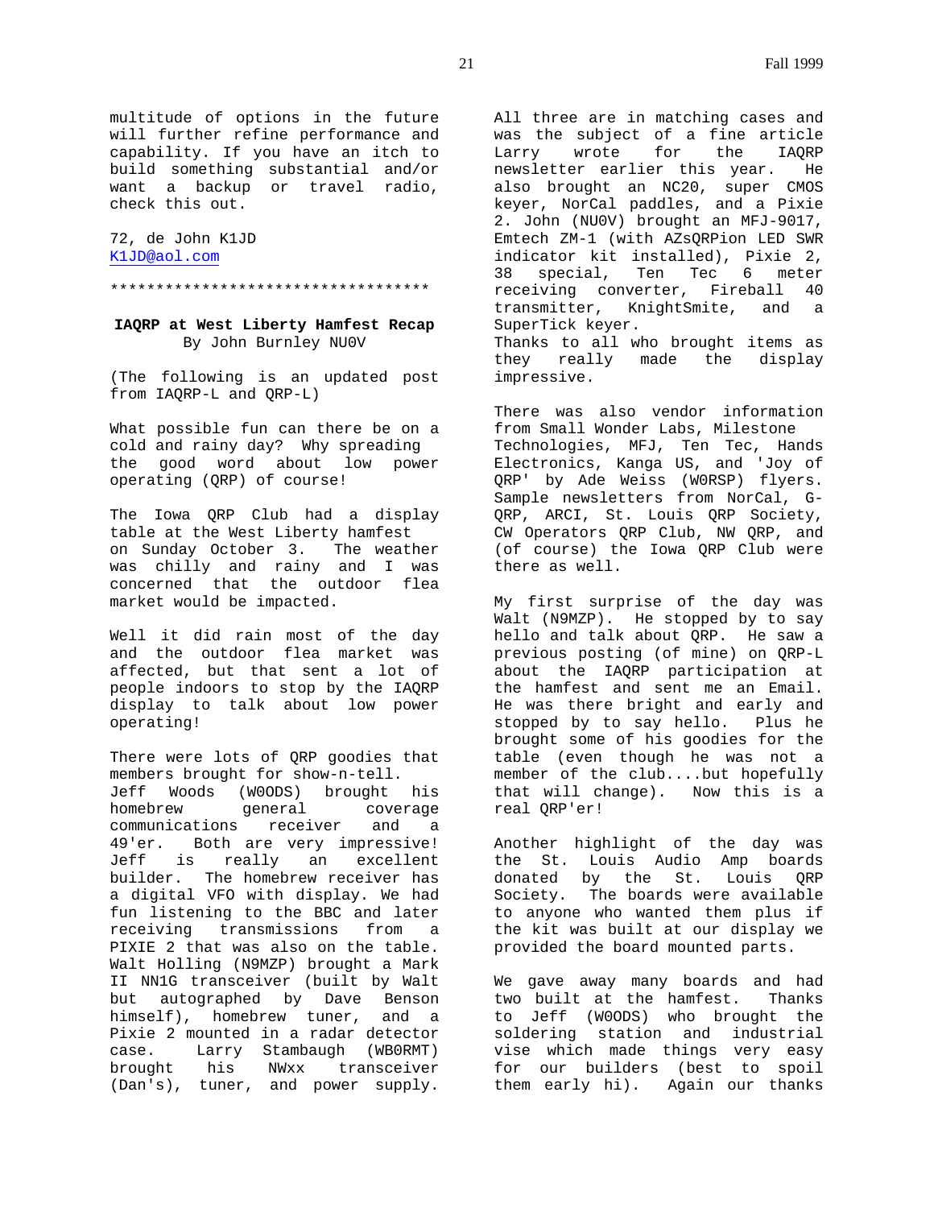multitude of options in the future will further refine performance and capability. If you have an itch to build something substantial and/or want a backup or travel radio, check this out.

72, de John K1JD
K1JD@aol.com

************************************

**IAQRP at West Liberty Hamfest Recap**
By John Burnley NU0V

(The following is an updated post from IAQRP-L and QRP-L)

What possible fun can there be on a cold and rainy day? Why spreading the good word about low power operating (QRP) of course!

The Iowa QRP Club had a display table at the West Liberty hamfest on Sunday October 3. The weather was chilly and rainy and I was concerned that the outdoor flea market would be impacted.

Well it did rain most of the day and the outdoor flea market was affected, but that sent a lot of people indoors to stop by the IAQRP display to talk about low power operating!

There were lots of QRP goodies that members brought for show-n-tell. Jeff Woods (W0ODS) brought his homebrew general coverage communications receiver and a 49'er. Both are very impressive! Jeff is really an excellent builder. The homebrew receiver has a digital VFO with display. We had fun listening to the BBC and later receiving transmissions from a PIXIE 2 that was also on the table. Walt Holling (N9MZP) brought a Mark II NN1G transceiver (built by Walt but autographed by Dave Benson himself), homebrew tuner, and a Pixie 2 mounted in a radar detector case. Larry Stambaugh (WB0RMT) brought his NWxx transceiver (Dan's), tuner, and power supply. All three are in matching cases and was the subject of a fine article Larry wrote for the IAQRP newsletter earlier this year. He also brought an NC20, super CMOS keyer, NorCal paddles, and a Pixie 2. John (NU0V) brought an MFJ-9017, Emtech ZM-1 (with AZsQRPion LED SWR indicator kit installed), Pixie 2, 38 special, Ten Tec 6 meter receiving converter, Fireball 40 transmitter, KnightSmite, and a SuperTick keyer.
Thanks to all who brought items as they really made the display impressive.

There was also vendor information from Small Wonder Labs, Milestone Technologies, MFJ, Ten Tec, Hands Electronics, Kanga US, and 'Joy of QRP' by Ade Weiss (W0RSP) flyers. Sample newsletters from NorCal, G-QRP, ARCI, St. Louis QRP Society, CW Operators QRP Club, NW QRP, and (of course) the Iowa QRP Club were there as well.

My first surprise of the day was Walt (N9MZP). He stopped by to say hello and talk about QRP. He saw a previous posting (of mine) on QRP-L about the IAQRP participation at the hamfest and sent me an Email. He was there bright and early and stopped by to say hello. Plus he brought some of his goodies for the table (even though he was not a member of the club....but hopefully that will change). Now this is a real QRP'er!

Another highlight of the day was the St. Louis Audio Amp boards donated by the St. Louis QRP Society. The boards were available to anyone who wanted them plus if the kit was built at our display we provided the board mounted parts.

We gave away many boards and had two built at the hamfest. Thanks to Jeff (W0ODS) who brought the soldering station and industrial vise which made things very easy for our builders (best to spoil them early hi). Again our thanks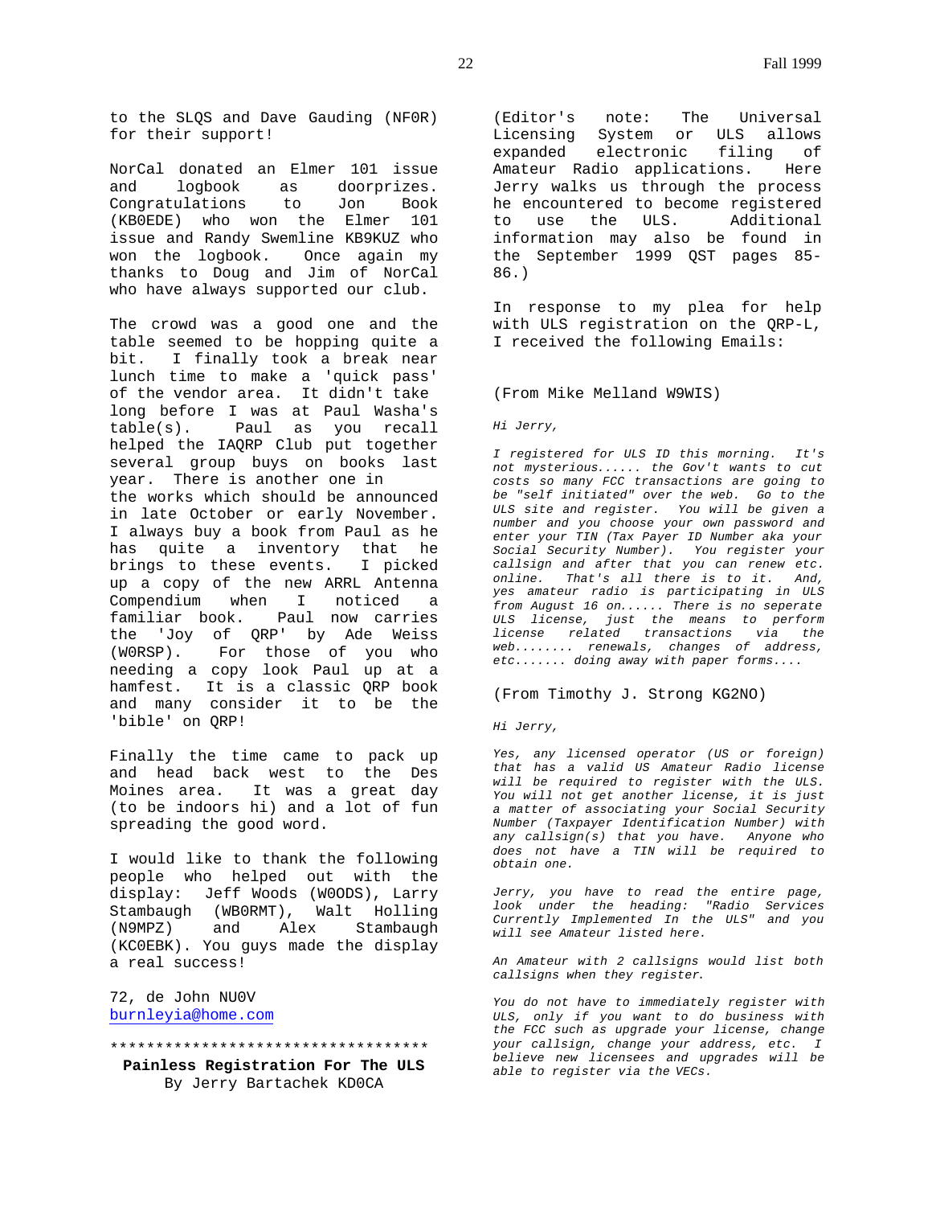to the SLQS and Dave Gauding (NF0R) for their support!

NorCal donated an Elmer 101 issue and logbook as doorprizes. Congratulations to Jon Book (KB0EDE) who won the Elmer 101 issue and Randy Swemline KB9KUZ who won the logbook. Once again my thanks to Doug and Jim of NorCal who have always supported our club.

The crowd was a good one and the table seemed to be hopping quite a bit. I finally took a break near lunch time to make a 'quick pass' of the vendor area. It didn't take long before I was at Paul Washa's table(s). Paul as you recall helped the IAQRP Club put together several group buys on books last year. There is another one in the works which should be announced in late October or early November. I always buy a book from Paul as he has quite a inventory that he brings to these events. I picked up a copy of the new ARRL Antenna Compendium when I noticed a familiar book. Paul now carries the 'Joy of QRP' by Ade Weiss (W0RSP). For those of you who needing a copy look Paul up at a hamfest. It is a classic QRP book and many consider it to be the 'bible' on QRP!

Finally the time came to pack up and head back west to the Des Moines area. It was a great day (to be indoors hi) and a lot of fun spreading the good word.

I would like to thank the following people who helped out with the display: Jeff Woods (W0ODS), Larry Stambaugh (WB0RMT), Walt Holling (N9MPZ) and Alex Stambaugh (KC0EBK). You guys made the display a real success!

72, de John NU0V
burnleyia@home.com

***********************************

**Painless Registration For The ULS**
By Jerry Bartachek KD0CA

(Editor's note: The Universal Licensing System or ULS allows expanded electronic filing of Amateur Radio applications. Here Jerry walks us through the process he encountered to become registered to use the ULS. Additional information may also be found in the September 1999 QST pages 85-86.)

In response to my plea for help with ULS registration on the QRP-L, I received the following Emails:

(From Mike Melland W9WIS)

*Hi Jerry,*

*I registered for ULS ID this morning. It's not mysterious...... the Gov't wants to cut costs so many FCC transactions are going to be "self initiated" over the web. Go to the ULS site and register. You will be given a number and you choose your own password and enter your TIN (Tax Payer ID Number aka your Social Security Number). You register your callsign and after that you can renew etc. online. That's all there is to it. And, yes amateur radio is participating in ULS from August 16 on...... There is no seperate ULS license, just the means to perform license related transactions via the web........ renewals, changes of address, etc....... doing away with paper forms....*

(From Timothy J. Strong KG2NO)

*Hi Jerry,*

*Yes, any licensed operator (US or foreign) that has a valid US Amateur Radio license will be required to register with the ULS. You will not get another license, it is just a matter of associating your Social Security Number (Taxpayer Identification Number) with any callsign(s) that you have. Anyone who does not have a TIN will be required to obtain one.*

*Jerry, you have to read the entire page, look under the heading: "Radio Services Currently Implemented In the ULS" and you will see Amateur listed here.*

*An Amateur with 2 callsigns would list both callsigns when they register.*

*You do not have to immediately register with ULS, only if you want to do business with the FCC such as upgrade your license, change your callsign, change your address, etc. I believe new licensees and upgrades will be able to register via the VECs.*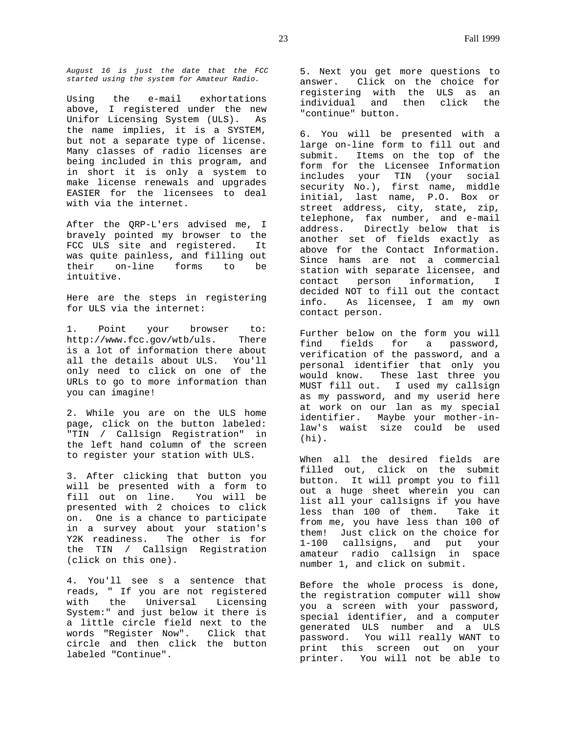*August 16 is just the date that the FCC started using the system for Amateur Radio.*

Using the e-mail exhortations above, I registered under the new Unifor Licensing System (ULS). As the name implies, it is a SYSTEM, but not a separate type of license. Many classes of radio licenses are being included in this program, and in short it is only a system to make license renewals and upgrades EASIER for the licensees to deal with via the internet.

After the QRP-L'ers advised me, I bravely pointed my browser to the FCC ULS site and registered. It was quite painless, and filling out their on-line forms to be intuitive.

Here are the steps in registering for ULS via the internet:

1. Point your browser to: http://www.fcc.gov/wtb/uls. There is a lot of information there about all the details about ULS. You'll only need to click on one of the URLs to go to more information than you can imagine!

2. While you are on the ULS home page, click on the button labeled: "TIN / Callsign Registration" in the left hand column of the screen to register your station with ULS.

3. After clicking that button you will be presented with a form to fill out on line. You will be presented with 2 choices to click on. One is a chance to participate in a survey about your station's Y2K readiness. The other is for the TIN / Callsign Registration (click on this one).

4. You'll see s a sentence that reads, " If you are not registered with the Universal Licensing System:" and just below it there is a little circle field next to the words "Register Now". Click that circle and then click the button labeled "Continue".

5. Next you get more questions to answer. Click on the choice for registering with the ULS as an individual and then click the "continue" button.

6. You will be presented with a large on-line form to fill out and submit. Items on the top of the form for the Licensee Information includes your TIN (your social security No.), first name, middle initial, last name, P.O. Box or street address, city, state, zip, telephone, fax number, and e-mail address. Directly below that is another set of fields exactly as above for the Contact Information. Since hams are not a commercial station with separate licensee, and contact person information, I decided NOT to fill out the contact info. As licensee, I am my own contact person.

Further below on the form you will find fields for a password, verification of the password, and a personal identifier that only you would know. These last three you MUST fill out. I used my callsign as my password, and my userid here at work on our lan as my special identifier. Maybe your mother-in-law's waist size could be used (hi).

When all the desired fields are filled out, click on the submit button. It will prompt you to fill out a huge sheet wherein you can list all your callsigns if you have less than 100 of them. Take it from me, you have less than 100 of them! Just click on the choice for 1-100 callsigns, and put your amateur radio callsign in space number 1, and click on submit.

Before the whole process is done, the registration computer will show you a screen with your password, special identifier, and a computer generated ULS number and a ULS password. You will really WANT to print this screen out on your printer. You will not be able to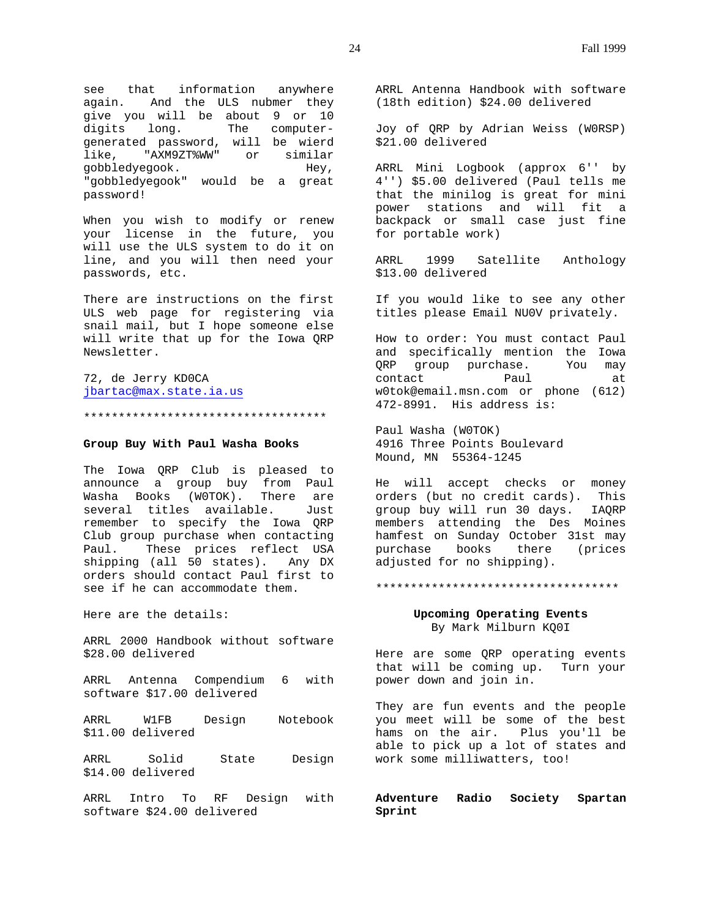see that information anywhere again. And the ULS nubmer they give you will be about 9 or 10 digits long. The computer-generated password, will be wierd like, "AXM9ZT%WW" or similar gobbledyegook. Hey, "gobbledyegook" would be a great password!

When you wish to modify or renew your license in the future, you will use the ULS system to do it on line, and you will then need your passwords, etc.

There are instructions on the first ULS web page for registering via snail mail, but I hope someone else will write that up for the Iowa QRP Newsletter.

72, de Jerry KD0CA
jbartac@max.state.ia.us

***********************************

**Group Buy With Paul Washa Books**

The Iowa QRP Club is pleased to announce a group buy from Paul Washa Books (W0TOK). There are several titles available. Just remember to specify the Iowa QRP Club group purchase when contacting Paul. These prices reflect USA shipping (all 50 states). Any DX orders should contact Paul first to see if he can accommodate them.

Here are the details:

ARRL 2000 Handbook without software $28.00 delivered

ARRL Antenna Compendium 6 with software $17.00 delivered

ARRL W1FB Design Notebook $11.00 delivered

ARRL Solid State Design $14.00 delivered

ARRL Intro To RF Design with software $24.00 delivered

ARRL Antenna Handbook with software (18th edition) $24.00 delivered

Joy of QRP by Adrian Weiss (W0RSP) $21.00 delivered

ARRL Mini Logbook (approx 6'' by 4'') $5.00 delivered (Paul tells me that the minilog is great for mini power stations and will fit a backpack or small case just fine for portable work)

ARRL 1999 Satellite Anthology $13.00 delivered

If you would like to see any other titles please Email NU0V privately.

How to order: You must contact Paul and specifically mention the Iowa QRP group purchase. You may contact Paul at w0tok@email.msn.com or phone (612) 472-8991. His address is:

Paul Washa (W0TOK)
4916 Three Points Boulevard
Mound, MN 55364-1245

He will accept checks or money orders (but no credit cards). This group buy will run 30 days. IAQRP members attending the Des Moines hamfest on Sunday October 31st may purchase books there (prices adjusted for no shipping).

***********************************

**Upcoming Operating Events**
By Mark Milburn KQ0I

Here are some QRP operating events that will be coming up. Turn your power down and join in.

They are fun events and the people you meet will be some of the best hams on the air. Plus you'll be able to pick up a lot of states and work some milliwatters, too!

**Adventure Radio Society Spartan Sprint**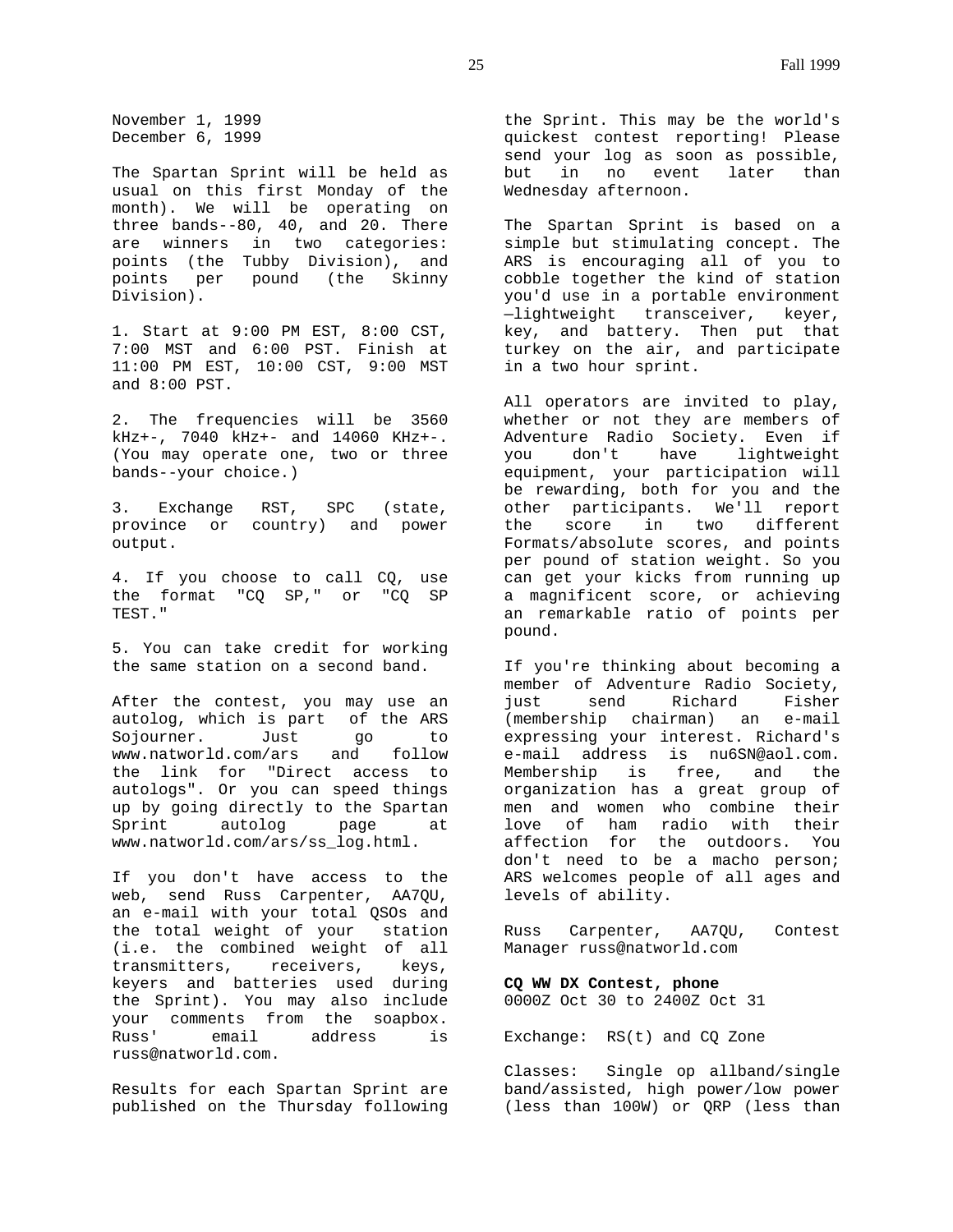November 1, 1999
December 6, 1999

The Spartan Sprint will be held as usual on this first Monday of the month). We will be operating on three bands--80, 40, and 20. There are winners in two categories: points (the Tubby Division), and points per pound (the Skinny Division).

1. Start at 9:00 PM EST, 8:00 CST, 7:00 MST and 6:00 PST. Finish at 11:00 PM EST, 10:00 CST, 9:00 MST and 8:00 PST.

2. The frequencies will be 3560 kHz+-, 7040 kHz+- and 14060 KHz+-. (You may operate one, two or three bands--your choice.)

3. Exchange RST, SPC (state, province or country) and power output.

4. If you choose to call CQ, use the format "CQ SP," or "CQ SP TEST."

5. You can take credit for working the same station on a second band.

After the contest, you may use an autolog, which is part of the ARS Sojourner. Just go to www.natworld.com/ars and follow the link for "Direct access to autologs". Or you can speed things up by going directly to the Spartan Sprint autolog page at www.natworld.com/ars/ss_log.html.

If you don't have access to the web, send Russ Carpenter, AA7QU, an e-mail with your total QSOs and the total weight of your station (i.e. the combined weight of all transmitters, receivers, keys, keyers and batteries used during the Sprint). You may also include your comments from the soapbox. Russ' email address is russ@natworld.com.

Results for each Spartan Sprint are published on the Thursday following the Sprint. This may be the world's quickest contest reporting! Please send your log as soon as possible, but in no event later than Wednesday afternoon.

The Spartan Sprint is based on a simple but stimulating concept. The ARS is encouraging all of you to cobble together the kind of station you'd use in a portable environment —lightweight transceiver, keyer, key, and battery. Then put that turkey on the air, and participate in a two hour sprint.

All operators are invited to play, whether or not they are members of Adventure Radio Society. Even if you don't have lightweight equipment, your participation will be rewarding, both for you and the other participants. We'll report the score in two different Formats/absolute scores, and points per pound of station weight. So you can get your kicks from running up a magnificent score, or achieving an remarkable ratio of points per pound.

If you're thinking about becoming a member of Adventure Radio Society, just send Richard Fisher (membership chairman) an e-mail expressing your interest. Richard's e-mail address is nu6SN@aol.com. Membership is free, and the organization has a great group of men and women who combine their love of ham radio with their affection for the outdoors. You don't need to be a macho person; ARS welcomes people of all ages and levels of ability.

Russ Carpenter, AA7QU, Contest Manager russ@natworld.com

**CQ WW DX Contest, phone**
0000Z Oct 30 to 2400Z Oct 31

Exchange: RS(t) and CQ Zone

Classes: Single op allband/single band/assisted, high power/low power (less than 100W) or QRP (less than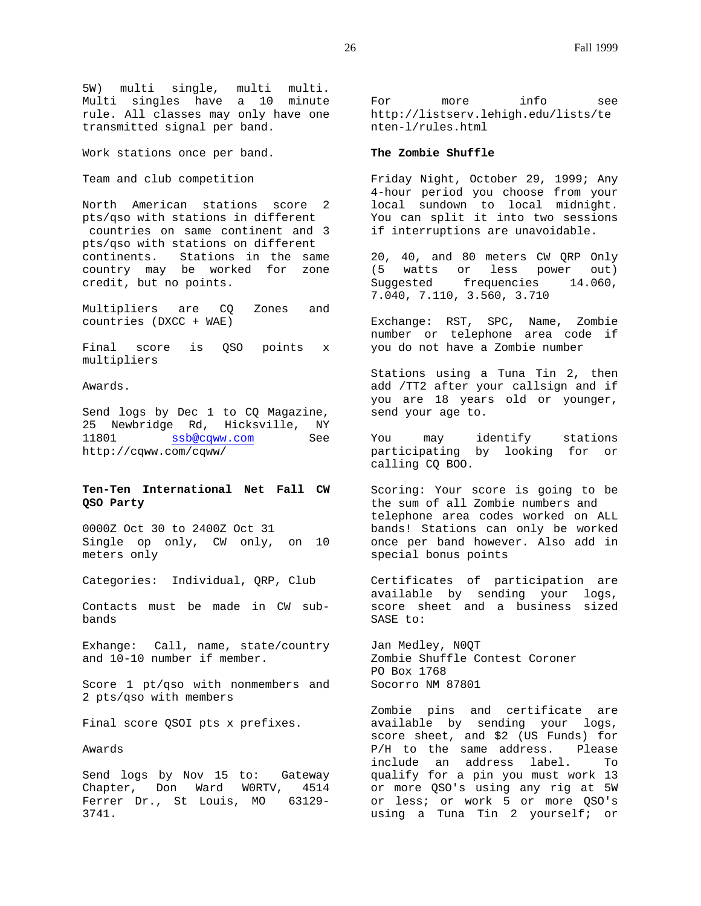5W) multi single, multi multi. Multi singles have a 10 minute rule. All classes may only have one transmitted signal per band.

Work stations once per band.

Team and club competition

North American stations score 2 pts/qso with stations in different countries on same continent and 3 pts/qso with stations on different continents. Stations in the same country may be worked for zone credit, but no points.

Multipliers are CQ Zones and countries (DXCC + WAE)

Final score is QSO points x multipliers

Awards.

Send logs by Dec 1 to CQ Magazine, 25 Newbridge Rd, Hicksville, NY 11801 ssb@cqww.com See http://cqww.com/cqww/

**Ten-Ten International Net Fall CW QSO Party**

0000Z Oct 30 to 2400Z Oct 31
Single op only, CW only, on 10 meters only

Categories: Individual, QRP, Club

Contacts must be made in CW sub-bands

Exhange: Call, name, state/country and 10-10 number if member.

Score 1 pt/qso with nonmembers and 2 pts/qso with members

Final score QSOI pts x prefixes.

Awards

Send logs by Nov 15 to: Gateway Chapter, Don Ward W0RTV, 4514 Ferrer Dr., St Louis, MO 63129-3741.

For more info see http://listserv.lehigh.edu/lists/tenten-l/rules.html

**The Zombie Shuffle**

Friday Night, October 29, 1999; Any 4-hour period you choose from your local sundown to local midnight. You can split it into two sessions if interruptions are unavoidable.

20, 40, and 80 meters CW QRP Only (5 watts or less power out) Suggested frequencies 14.060, 7.040, 7.110, 3.560, 3.710

Exchange: RST, SPC, Name, Zombie number or telephone area code if you do not have a Zombie number

Stations using a Tuna Tin 2, then add /TT2 after your callsign and if you are 18 years old or younger, send your age to.

You may identify stations participating by looking for or calling CQ BOO.

Scoring: Your score is going to be the sum of all Zombie numbers and telephone area codes worked on ALL bands! Stations can only be worked once per band however. Also add in special bonus points

Certificates of participation are available by sending your logs, score sheet and a business sized SASE to:

Jan Medley, N0QT
Zombie Shuffle Contest Coroner
PO Box 1768
Socorro NM 87801

Zombie pins and certificate are available by sending your logs, score sheet, and $2 (US Funds) for P/H to the same address. Please include an address label. To qualify for a pin you must work 13 or more QSO's using any rig at 5W or less; or work 5 or more QSO's using a Tuna Tin 2 yourself; or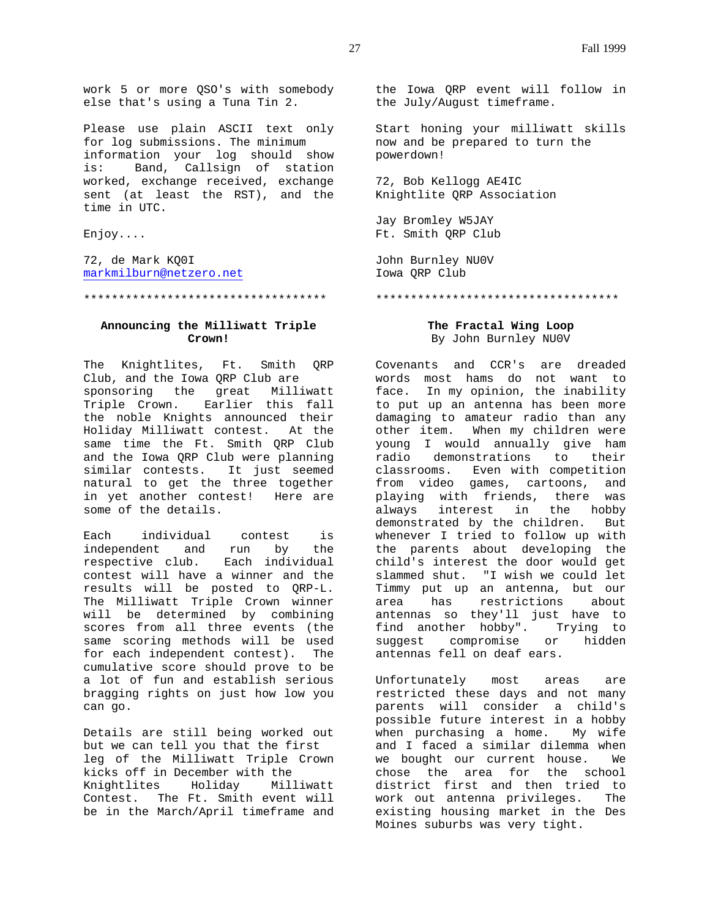work 5 or more QSO's with somebody else that's using a Tuna Tin 2.

Please use plain ASCII text only for log submissions. The minimum information your log should show is: Band, Callsign of station worked, exchange received, exchange sent (at least the RST), and the time in UTC.

Enjoy....

72, de Mark KQ0I
markmilburn@netzero.net

************************************

**Announcing the Milliwatt Triple Crown!**

The Knightlites, Ft. Smith QRP Club, and the Iowa QRP Club are sponsoring the great Milliwatt Triple Crown. Earlier this fall the noble Knights announced their Holiday Milliwatt contest. At the same time the Ft. Smith QRP Club and the Iowa QRP Club were planning similar contests. It just seemed natural to get the three together in yet another contest! Here are some of the details.

Each individual contest is independent and run by the respective club. Each individual contest will have a winner and the results will be posted to QRP-L. The Milliwatt Triple Crown winner will be determined by combining scores from all three events (the same scoring methods will be used for each independent contest). The cumulative score should prove to be a lot of fun and establish serious bragging rights on just how low you can go.

Details are still being worked out but we can tell you that the first leg of the Milliwatt Triple Crown kicks off in December with the Knightlites Holiday Milliwatt Contest. The Ft. Smith event will be in the March/April timeframe and the Iowa QRP event will follow in the July/August timeframe.

Start honing your milliwatt skills now and be prepared to turn the powerdown!

72, Bob Kellogg AE4IC
Knightlite QRP Association

Jay Bromley W5JAY
Ft. Smith QRP Club

John Burnley NU0V
Iowa QRP Club

************************************

**The Fractal Wing Loop**
By John Burnley NU0V

Covenants and CCR's are dreaded words most hams do not want to face. In my opinion, the inability to put up an antenna has been more damaging to amateur radio than any other item. When my children were young I would annually give ham radio demonstrations to their classrooms. Even with competition from video games, cartoons, and playing with friends, there was always interest in the hobby demonstrated by the children. But whenever I tried to follow up with the parents about developing the child's interest the door would get slammed shut. "I wish we could let Timmy put up an antenna, but our area has restrictions about antennas so they'll just have to find another hobby". Trying to suggest compromise or hidden antennas fell on deaf ears.

Unfortunately most areas are restricted these days and not many parents will consider a child's possible future interest in a hobby when purchasing a home. My wife and I faced a similar dilemma when we bought our current house. We chose the area for the school district first and then tried to work out antenna privileges. The existing housing market in the Des Moines suburbs was very tight.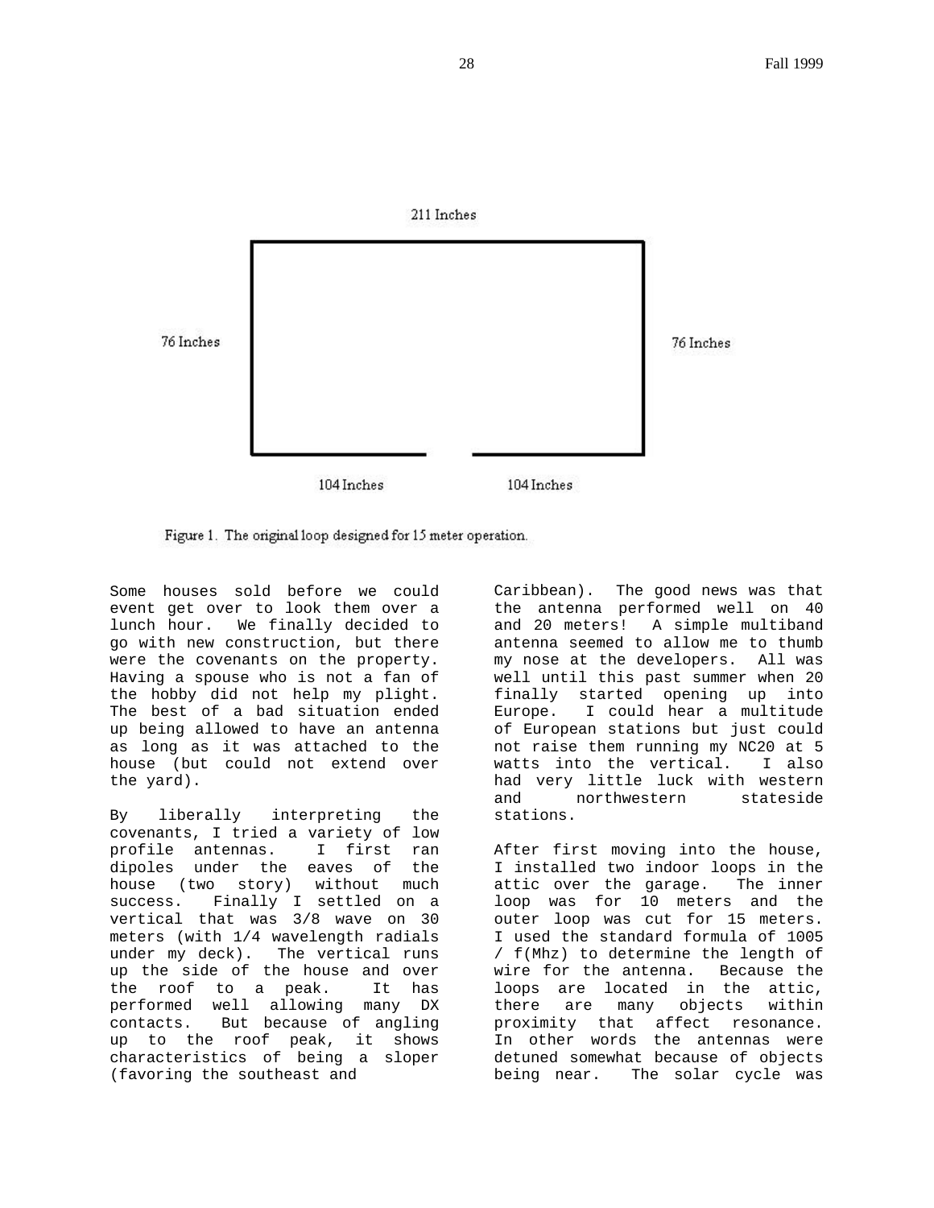211 Inches

76 Inches

76 Inches

104 Inches

104 Inches

Figure 1. The original loop designed for 15 meter operation.

Some houses sold before we could event get over to look them over a lunch hour. We finally decided to go with new construction, but there were the covenants on the property. Having a spouse who is not a fan of the hobby did not help my plight. The best of a bad situation ended up being allowed to have an antenna as long as it was attached to the house (but could not extend over the yard).

By liberally interpreting the covenants, I tried a variety of low profile antennas. I first ran dipoles under the eaves of the house (two story) without much success. Finally I settled on a vertical that was 3/8 wave on 30 meters (with 1/4 wavelength radials under my deck). The vertical runs up the side of the house and over the roof to a peak. It has performed well allowing many DX contacts. But because of angling up to the roof peak, it shows characteristics of being a sloper (favoring the southeast and Caribbean). The good news was that the antenna performed well on 40 and 20 meters! A simple multiband antenna seemed to allow me to thumb my nose at the developers. All was well until this past summer when 20 finally started opening up into Europe. I could hear a multitude of European stations but just could not raise them running my NC20 at 5 watts into the vertical. I also had very little luck with western and northwestern stateside stations.

After first moving into the house, I installed two indoor loops in the attic over the garage. The inner loop was for 10 meters and the outer loop was cut for 15 meters. I used the standard formula of 1005 / f(Mhz) to determine the length of wire for the antenna. Because the loops are located in the attic, there are many objects within proximity that affect resonance. In other words the antennas were detuned somewhat because of objects being near. The solar cycle was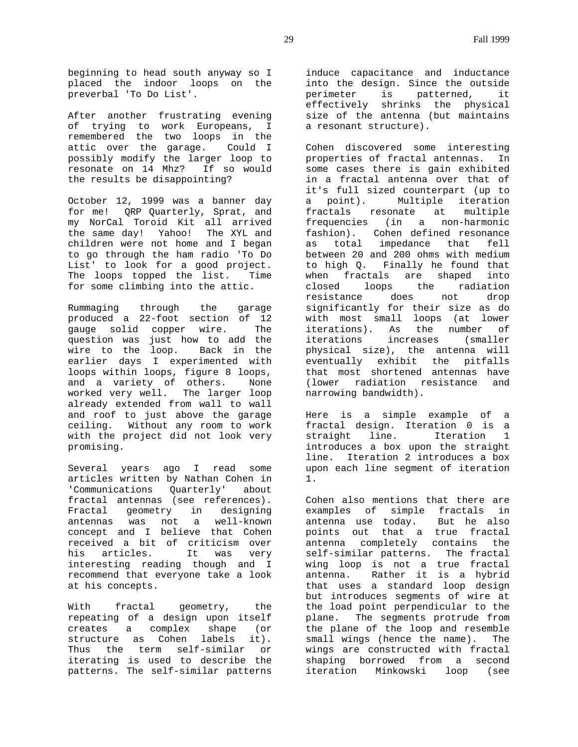beginning to head south anyway so I placed the indoor loops on the preverbal 'To Do List'.

After another frustrating evening of trying to work Europeans, I remembered the two loops in the attic over the garage. Could I possibly modify the larger loop to resonate on 14 Mhz? If so would the results be disappointing?

October 12, 1999 was a banner day for me! QRP Quarterly, Sprat, and my NorCal Toroid Kit all arrived the same day! Yahoo! The XYL and children were not home and I began to go through the ham radio 'To Do List' to look for a good project. The loops topped the list. Time for some climbing into the attic.

Rummaging through the garage produced a 22-foot section of 12 gauge solid copper wire. The question was just how to add the wire to the loop. Back in the earlier days I experimented with loops within loops, figure 8 loops, and a variety of others. None worked very well. The larger loop already extended from wall to wall and roof to just above the garage ceiling. Without any room to work with the project did not look very promising.

Several years ago I read some articles written by Nathan Cohen in 'Communications Quarterly' about fractal antennas (see references). Fractal geometry in designing antennas was not a well-known concept and I believe that Cohen received a bit of criticism over his articles. It was very interesting reading though and I recommend that everyone take a look at his concepts.

With fractal geometry, the repeating of a design upon itself creates a complex shape (or structure as Cohen labels it). Thus the term self-similar or iterating is used to describe the patterns. The self-similar patterns induce capacitance and inductance into the design. Since the outside perimeter is patterned, it effectively shrinks the physical size of the antenna (but maintains a resonant structure).

Cohen discovered some interesting properties of fractal antennas. In some cases there is gain exhibited in a fractal antenna over that of it's full sized counterpart (up to a point). Multiple iteration fractals resonate at multiple frequencies (in a non-harmonic fashion). Cohen defined resonance as total impedance that fell between 20 and 200 ohms with medium to high Q. Finally he found that when fractals are shaped into closed loops the radiation resistance does not drop significantly for their size as do with most small loops (at lower iterations). As the number of iterations increases (smaller physical size), the antenna will eventually exhibit the pitfalls that most shortened antennas have (lower radiation resistance and narrowing bandwidth).

Here is a simple example of a fractal design. Iteration 0 is a straight line. Iteration 1 introduces a box upon the straight line. Iteration 2 introduces a box upon each line segment of iteration 1.

Cohen also mentions that there are examples of simple fractals in antenna use today. But he also points out that a true fractal antenna completely contains the self-similar patterns. The fractal wing loop is not a true fractal antenna. Rather it is a hybrid that uses a standard loop design but introduces segments of wire at the load point perpendicular to the plane. The segments protrude from the plane of the loop and resemble small wings (hence the name). The wings are constructed with fractal shaping borrowed from a second iteration Minkowski loop (see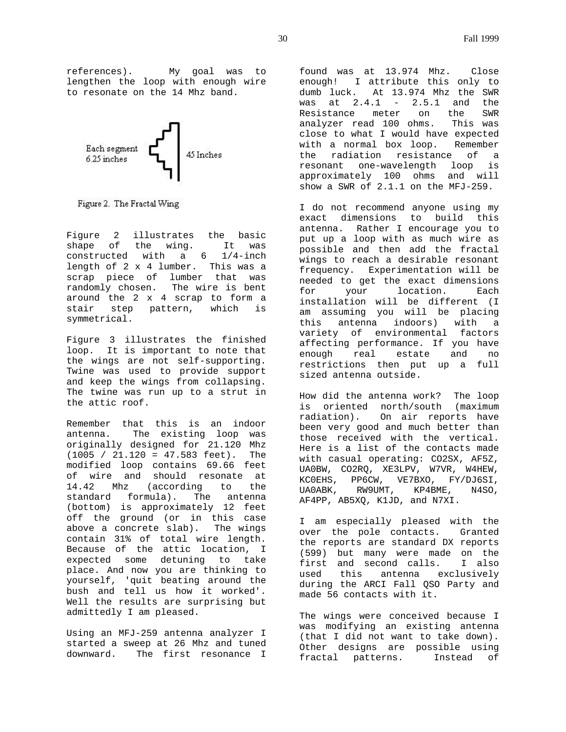references). My goal was to lengthen the loop with enough wire to resonate on the 14 Mhz band.

Each segment 6.25 inches

45 Inches

Figure 2. The Fractal Wing

Figure 2 illustrates the basic shape of the wing. It was constructed with a 6 1/4-inch length of 2 x 4 lumber. This was a scrap piece of lumber that was randomly chosen. The wire is bent around the 2 x 4 scrap to form a stair step pattern, which is symmetrical.

Figure 3 illustrates the finished loop. It is important to note that the wings are not self-supporting. Twine was used to provide support and keep the wings from collapsing. The twine was run up to a strut in the attic roof.

Remember that this is an indoor antenna. The existing loop was originally designed for 21.120 Mhz (1005 / 21.120 = 47.583 feet). The modified loop contains 69.66 feet of wire and should resonate at 14.42 Mhz (according to the standard formula). The antenna (bottom) is approximately 12 feet off the ground (or in this case above a concrete slab). The wings contain 31% of total wire length. Because of the attic location, I expected some detuning to take place. And now you are thinking to yourself, 'quit beating around the bush and tell us how it worked'. Well the results are surprising but admittedly I am pleased.

Using an MFJ-259 antenna analyzer I started a sweep at 26 Mhz and tuned downward. The first resonance I found was at 13.974 Mhz. Close enough! I attribute this only to dumb luck. At 13.974 Mhz the SWR was at 2.4.1 - 2.5.1 and the Resistance meter on the SWR analyzer read 100 ohms. This was close to what I would have expected with a normal box loop. Remember the radiation resistance of a resonant one-wavelength loop is approximately 100 ohms and will show a SWR of 2.1.1 on the MFJ-259.

I do not recommend anyone using my exact dimensions to build this antenna. Rather I encourage you to put up a loop with as much wire as possible and then add the fractal wings to reach a desirable resonant frequency. Experimentation will be needed to get the exact dimensions for your location. Each installation will be different (I am assuming you will be placing this antenna indoors) with a variety of environmental factors affecting performance. If you have enough real estate and no restrictions then put up a full sized antenna outside.

How did the antenna work? The loop is oriented north/south (maximum radiation). On air reports have been very good and much better than those received with the vertical. Here is a list of the contacts made with casual operating: CO2SX, AF5Z, UA0BW, CO2RQ, XE3LPV, W7VR, W4HEW, KC0EHS, PP6CW, VE7BXO, FY/DJ6SI, UA0ABK, RW9UMT, KP4BME, N4SO, AF4PP, AB5XQ, K1JD, and N7XI.

I am especially pleased with the over the pole contacts. Granted the reports are standard DX reports (599) but many were made on the first and second calls. I also used this antenna exclusively during the ARCI Fall QSO Party and made 56 contacts with it.

The wings were conceived because I was modifying an existing antenna (that I did not want to take down). Other designs are possible using fractal patterns. Instead of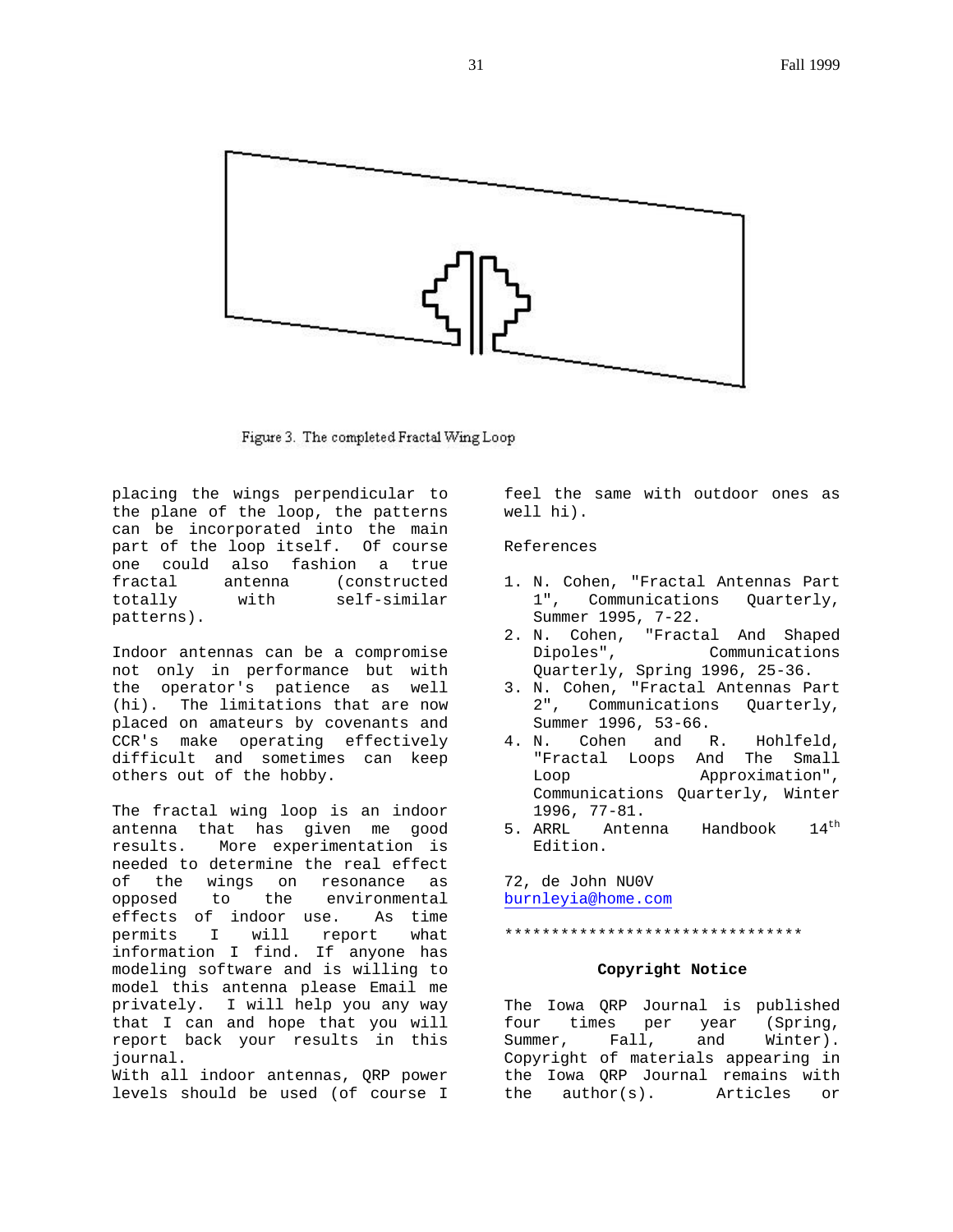Figure 3. The completed Fractal Wing Loop

placing the wings perpendicular to the plane of the loop, the patterns can be incorporated into the main part of the loop itself. Of course one could also fashion a true fractal antenna (constructed totally with self-similar patterns).

Indoor antennas can be a compromise not only in performance but with the operator's patience as well (hi). The limitations that are now placed on amateurs by covenants and CCR's make operating effectively difficult and sometimes can keep others out of the hobby.

The fractal wing loop is an indoor antenna that has given me good results. More experimentation is needed to determine the real effect of the wings on resonance as opposed to the environmental effects of indoor use. As time permits I will report what information I find. If anyone has modeling software and is willing to model this antenna please Email me privately. I will help you any way that I can and hope that you will report back your results in this journal.
With all indoor antennas, QRP power levels should be used (of course I feel the same with outdoor ones as well hi).

References

1. N. Cohen, "Fractal Antennas Part 1", Communications Quarterly, Summer 1995, 7-22.
2. N. Cohen, "Fractal And Shaped Dipoles", Communications Quarterly, Spring 1996, 25-36.
3. N. Cohen, "Fractal Antennas Part 2", Communications Quarterly, Summer 1996, 53-66.
4. N. Cohen and R. Hohlfeld, "Fractal Loops And The Small Loop Approximation", Communications Quarterly, Winter 1996, 77-81.
5. ARRL Antenna Handbook 14th Edition.

72, de John NU0V
burnleyia@home.com

********************************

**Copyright Notice**

The Iowa QRP Journal is published four times per year (Spring, Summer, Fall, and Winter). Copyright of materials appearing in the Iowa QRP Journal remains with the author(s). Articles or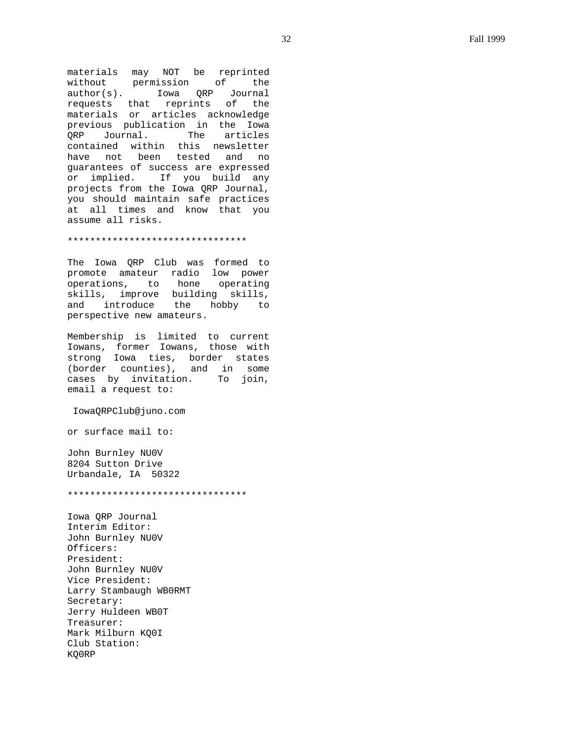materials may NOT be reprinted without permission of the author(s). Iowa QRP Journal requests that reprints of the materials or articles acknowledge previous publication in the Iowa QRP Journal. The articles contained within this newsletter have not been tested and no guarantees of success are expressed or implied. If you build any projects from the Iowa QRP Journal, you should maintain safe practices at all times and know that you assume all risks.

********************************

The Iowa QRP Club was formed to promote amateur radio low power operations, to hone operating skills, improve building skills, and introduce the hobby to perspective new amateurs.

Membership is limited to current Iowans, former Iowans, those with strong Iowa ties, border states (border counties), and in some cases by invitation. To join, email a request to:

IowaQRPClub@juno.com

or surface mail to:

John Burnley NU0V  
8204 Sutton Drive  
Urbandale, IA 50322

********************************

Iowa QRP Journal  
Interim Editor:  
John Burnley NU0V  
Officers:  
President:  
John Burnley NU0V  
Vice President:  
Larry Stambaugh WB0RMT  
Secretary:  
Jerry Huldeen WB0T  
Treasurer:  
Mark Milburn KQ0I  
Club Station:  
KQ0RP